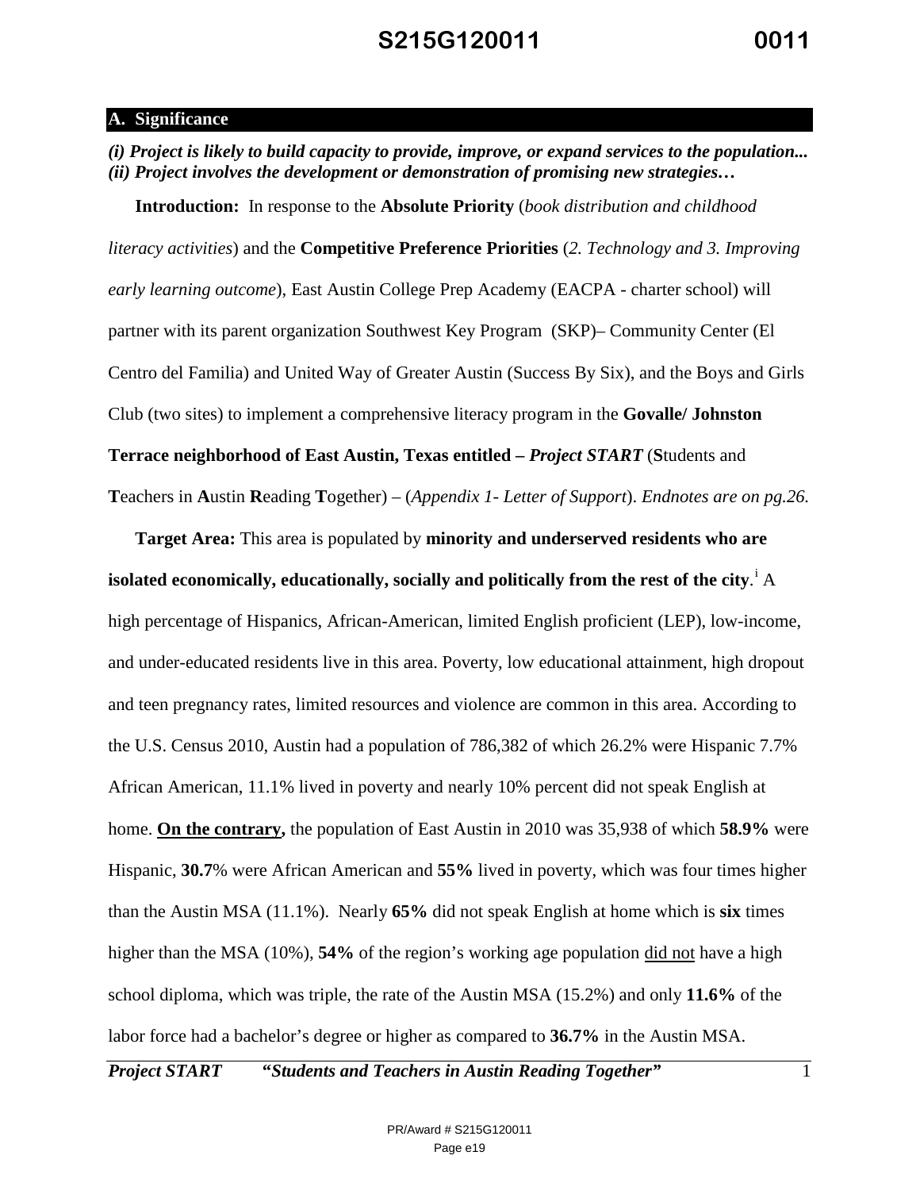## A. Significance

***(i) Project is likely to build capacity to provide, improve, or expand services to the population...***
***(ii) Project involves the development or demonstration of promising new strategies…***

**Introduction:** In response to the **Absolute Priority** (*book distribution and childhood literacy activities*) and the **Competitive Preference Priorities** (*2. Technology and 3. Improving early learning outcome*), East Austin College Prep Academy (EACPA - charter school) will partner with its parent organization Southwest Key Program (SKP)– Community Center (El Centro del Familia) and United Way of Greater Austin (Success By Six), and the Boys and Girls Club (two sites) to implement a comprehensive literacy program in the **Govalle/ Johnston Terrace neighborhood of East Austin, Texas entitled –** ***Project START*** (**S**tudents and **T**eachers in **A**ustin **R**eading **T**ogether) – (*Appendix 1- Letter of Support*). *Endnotes are on pg.26.*

**Target Area:** This area is populated by **minority and underserved residents who are isolated economically, educationally, socially and politically from the rest of the city**.[i] A high percentage of Hispanics, African-American, limited English proficient (LEP), low-income, and under-educated residents live in this area. Poverty, low educational attainment, high dropout and teen pregnancy rates, limited resources and violence are common in this area. According to the U.S. Census 2010, Austin had a population of 786,382 of which 26.2% were Hispanic 7.7% African American, 11.1% lived in poverty and nearly 10% percent did not speak English at home. **On the contrary,** the population of East Austin in 2010 was 35,938 of which **58.9%** were Hispanic, **30.7**% were African American and **55%** lived in poverty, which was four times higher than the Austin MSA (11.1%). Nearly **65%** did not speak English at home which is **six** times higher than the MSA (10%), **54%** of the region's working age population did not have a high school diploma, which was triple, the rate of the Austin MSA (15.2%) and only **11.6%** of the labor force had a bachelor's degree or higher as compared to **36.7%** in the Austin MSA.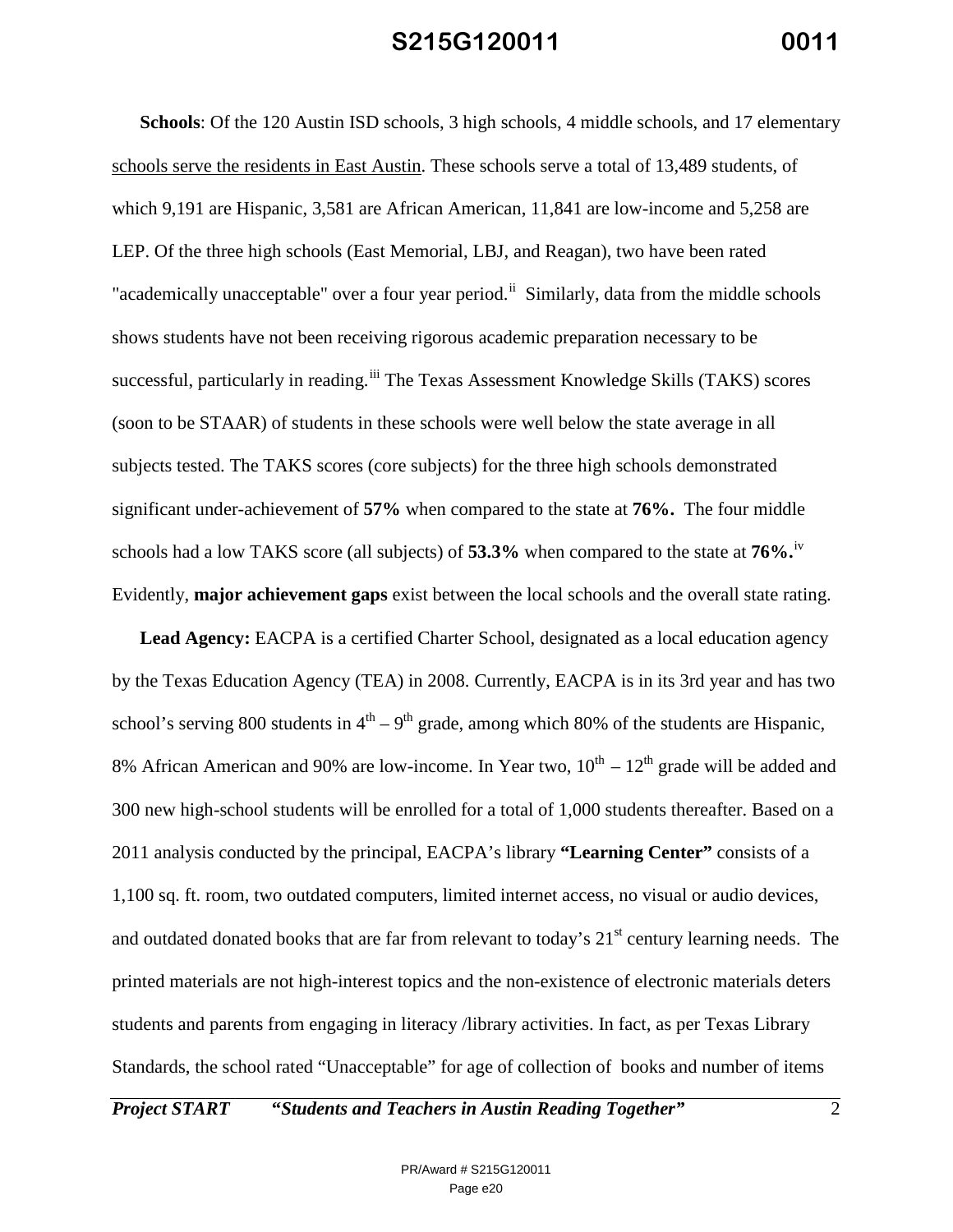**Schools**: Of the 120 Austin ISD schools, 3 high schools, 4 middle schools, and 17 elementary schools serve the residents in East Austin. These schools serve a total of 13,489 students, of which 9,191 are Hispanic, 3,581 are African American, 11,841 are low-income and 5,258 are LEP. Of the three high schools (East Memorial, LBJ, and Reagan), two have been rated "academically unacceptable" over a four year period.[ii] Similarly, data from the middle schools shows students have not been receiving rigorous academic preparation necessary to be successful, particularly in reading.[iii] The Texas Assessment Knowledge Skills (TAKS) scores (soon to be STAAR) of students in these schools were well below the state average in all subjects tested. The TAKS scores (core subjects) for the three high schools demonstrated significant under-achievement of **57%** when compared to the state at **76%.** The four middle schools had a low TAKS score (all subjects) of **53.3%** when compared to the state at **76%.**[iv] Evidently, **major achievement gaps** exist between the local schools and the overall state rating.

**Lead Agency:** EACPA is a certified Charter School, designated as a local education agency by the Texas Education Agency (TEA) in 2008. Currently, EACPA is in its 3rd year and has two school's serving 800 students in 4th – 9th grade, among which 80% of the students are Hispanic, 8% African American and 90% are low-income. In Year two, 10th – 12th grade will be added and 300 new high-school students will be enrolled for a total of 1,000 students thereafter. Based on a 2011 analysis conducted by the principal, EACPA's library **"Learning Center"** consists of a 1,100 sq. ft. room, two outdated computers, limited internet access, no visual or audio devices, and outdated donated books that are far from relevant to today's 21st century learning needs. The printed materials are not high-interest topics and the non-existence of electronic materials deters students and parents from engaging in literacy /library activities. In fact, as per Texas Library Standards, the school rated "Unacceptable" for age of collection of books and number of items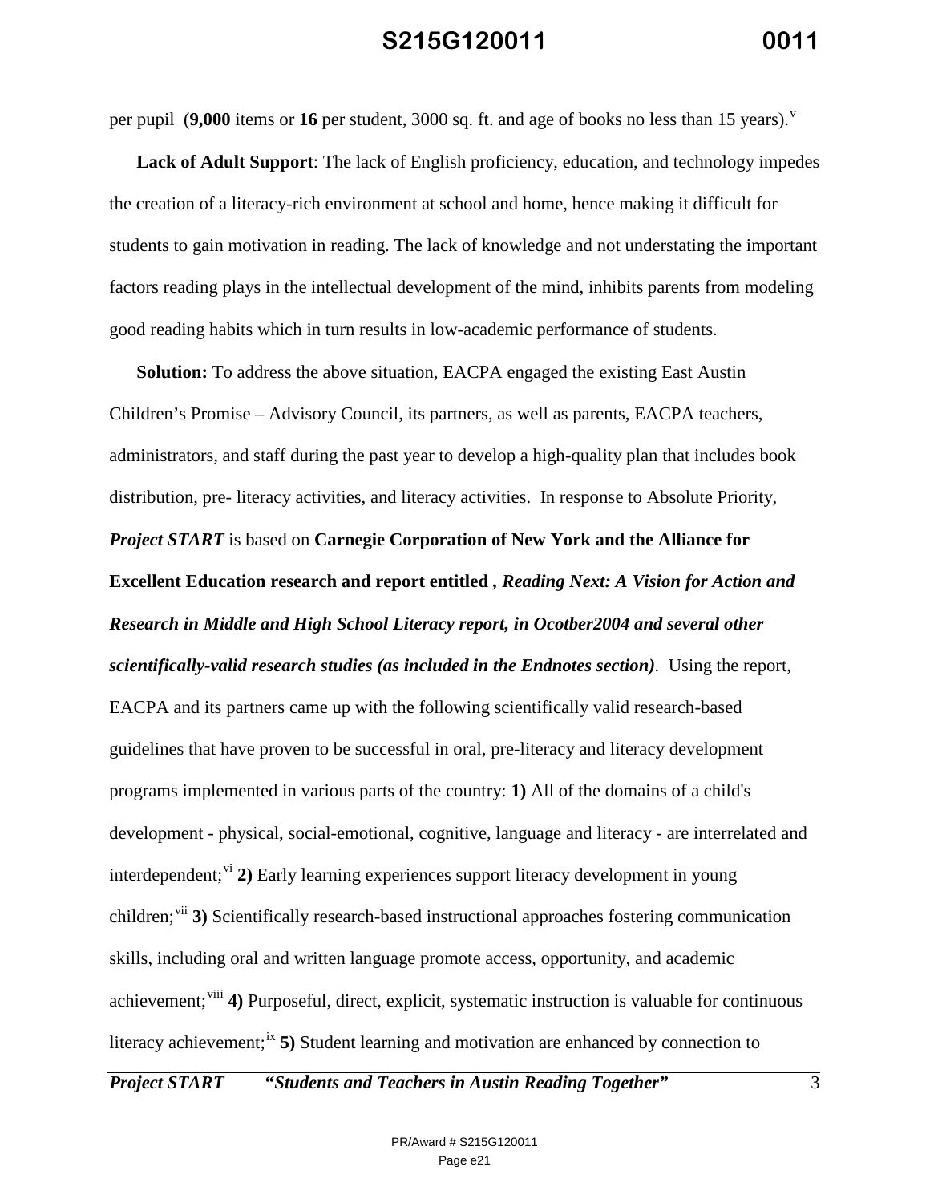per pupil (**9,000** items or **16** per student, 3000 sq. ft. and age of books no less than 15 years).[v]

**Lack of Adult Support**: The lack of English proficiency, education, and technology impedes the creation of a literacy-rich environment at school and home, hence making it difficult for students to gain motivation in reading. The lack of knowledge and not understating the important factors reading plays in the intellectual development of the mind, inhibits parents from modeling good reading habits which in turn results in low-academic performance of students.

**Solution:** To address the above situation, EACPA engaged the existing East Austin Children's Promise – Advisory Council, its partners, as well as parents, EACPA teachers, administrators, and staff during the past year to develop a high-quality plan that includes book distribution, pre- literacy activities, and literacy activities. In response to Absolute Priority, ***Project START*** is based on **Carnegie Corporation of New York and the Alliance for Excellent Education research and report entitled ,** ***Reading Next: A Vision for Action and Research in Middle and High School Literacy report, in Ocotber2004 and several other scientifically-valid research studies (as included in the Endnotes section)***. Using the report, EACPA and its partners came up with the following scientifically valid research-based guidelines that have proven to be successful in oral, pre-literacy and literacy development programs implemented in various parts of the country: **1)** All of the domains of a child's development - physical, social-emotional, cognitive, language and literacy - are interrelated and interdependent;[vi] **2)** Early learning experiences support literacy development in young children;[vii] **3)** Scientifically research-based instructional approaches fostering communication skills, including oral and written language promote access, opportunity, and academic achievement;[viii] **4)** Purposeful, direct, explicit, systematic instruction is valuable for continuous literacy achievement;[ix] **5)** Student learning and motivation are enhanced by connection to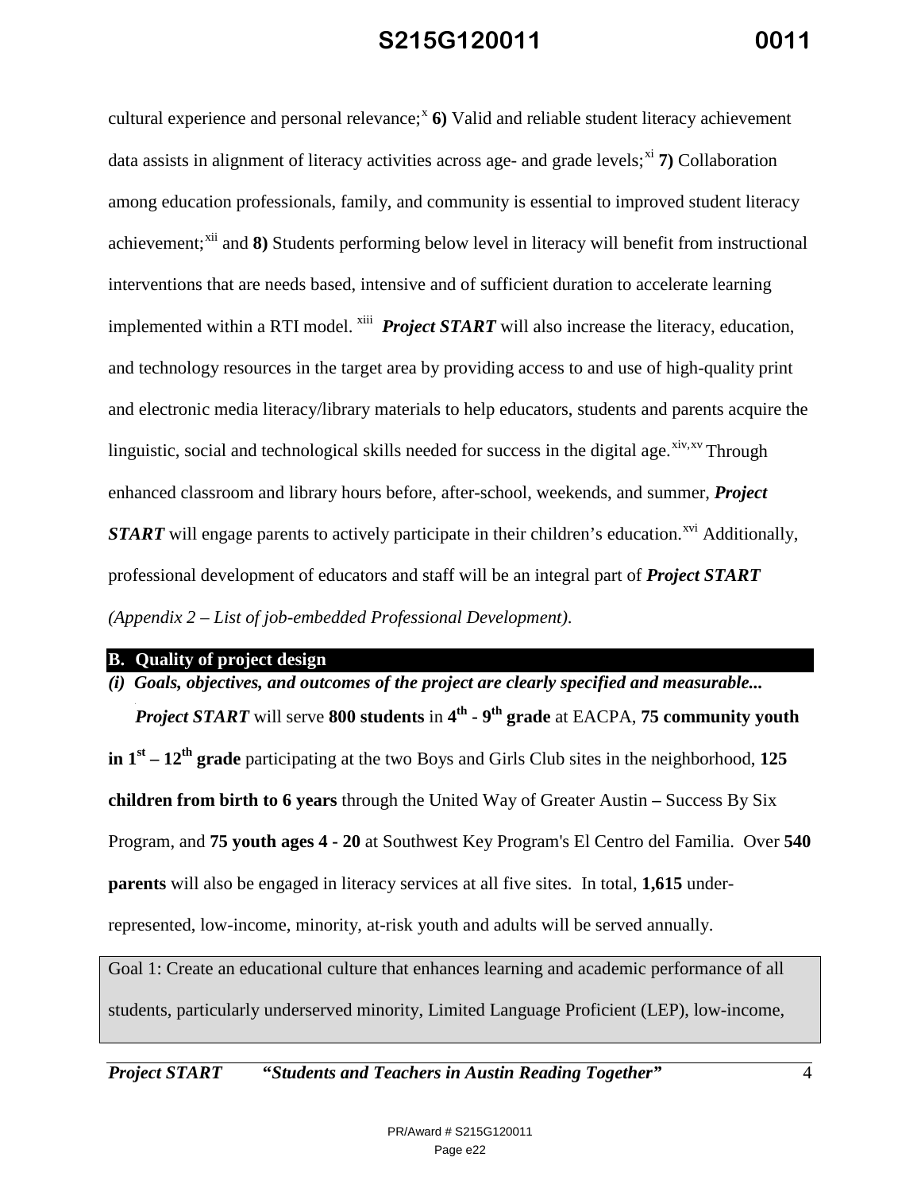cultural experience and personal relevance;[x] **6)** Valid and reliable student literacy achievement data assists in alignment of literacy activities across age- and grade levels;[xi] **7)** Collaboration among education professionals, family, and community is essential to improved student literacy achievement;[xii] and **8)** Students performing below level in literacy will benefit from instructional interventions that are needs based, intensive and of sufficient duration to accelerate learning implemented within a RTI model.[xiii] ***Project START*** will also increase the literacy, education, and technology resources in the target area by providing access to and use of high-quality print and electronic media literacy/library materials to help educators, students and parents acquire the linguistic, social and technological skills needed for success in the digital age.[xiv,xv] Through enhanced classroom and library hours before, after-school, weekends, and summer, ***Project START*** will engage parents to actively participate in their children's education.[xvi] Additionally, professional development of educators and staff will be an integral part of ***Project START*** *(Appendix 2 – List of job-embedded Professional Development).*

## B. Quality of project design

***(i) Goals, objectives, and outcomes of the project are clearly specified and measurable...***

***Project START*** will serve **800 students** in **4th - 9th grade** at EACPA, **75 community youth in 1st – 12th grade** participating at the two Boys and Girls Club sites in the neighborhood, **125 children from birth to 6 years** through the United Way of Greater Austin **–** Success By Six Program, and **75 youth ages 4 - 20** at Southwest Key Program's El Centro del Familia. Over **540 parents** will also be engaged in literacy services at all five sites. In total, **1,615** under-represented, low-income, minority, at-risk youth and adults will be served annually.

| Goal 1: Create an educational culture that enhances learning and academic performance of all students, particularly underserved minority, Limited Language Proficient (LEP), low-income, |
|---|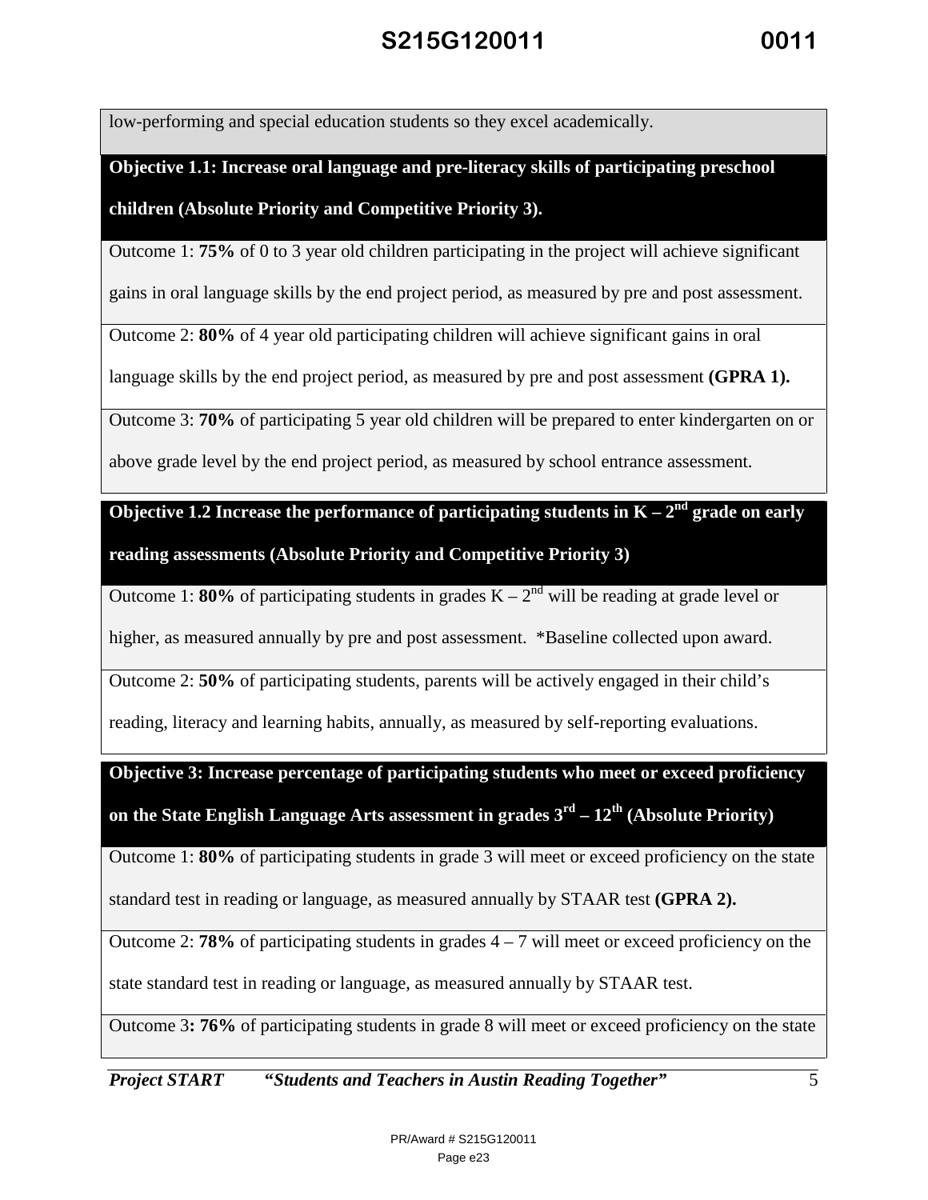low-performing and special education students so they excel academically.

**Objective 1.1: Increase oral language and pre-literacy skills of participating preschool children (Absolute Priority and Competitive Priority 3).**

Outcome 1: **75%** of 0 to 3 year old children participating in the project will achieve significant gains in oral language skills by the end project period, as measured by pre and post assessment.

Outcome 2: **80%** of 4 year old participating children will achieve significant gains in oral language skills by the end project period, as measured by pre and post assessment **(GPRA 1).**

Outcome 3: **70%** of participating 5 year old children will be prepared to enter kindergarten on or above grade level by the end project period, as measured by school entrance assessment.

**Objective 1.2 Increase the performance of participating students in K – 2nd grade on early reading assessments (Absolute Priority and Competitive Priority 3)**

Outcome 1: **80%** of participating students in grades K – 2nd will be reading at grade level or higher, as measured annually by pre and post assessment. *Baseline collected upon award.

Outcome 2: **50%** of participating students, parents will be actively engaged in their child's reading, literacy and learning habits, annually, as measured by self-reporting evaluations.

**Objective 3: Increase percentage of participating students who meet or exceed proficiency on the State English Language Arts assessment in grades 3rd – 12th (Absolute Priority)**

Outcome 1: **80%** of participating students in grade 3 will meet or exceed proficiency on the state standard test in reading or language, as measured annually by STAAR test **(GPRA 2).**

Outcome 2: **78%** of participating students in grades 4 – 7 will meet or exceed proficiency on the state standard test in reading or language, as measured annually by STAAR test.

Outcome 3**: 76%** of participating students in grade 8 will meet or exceed proficiency on the state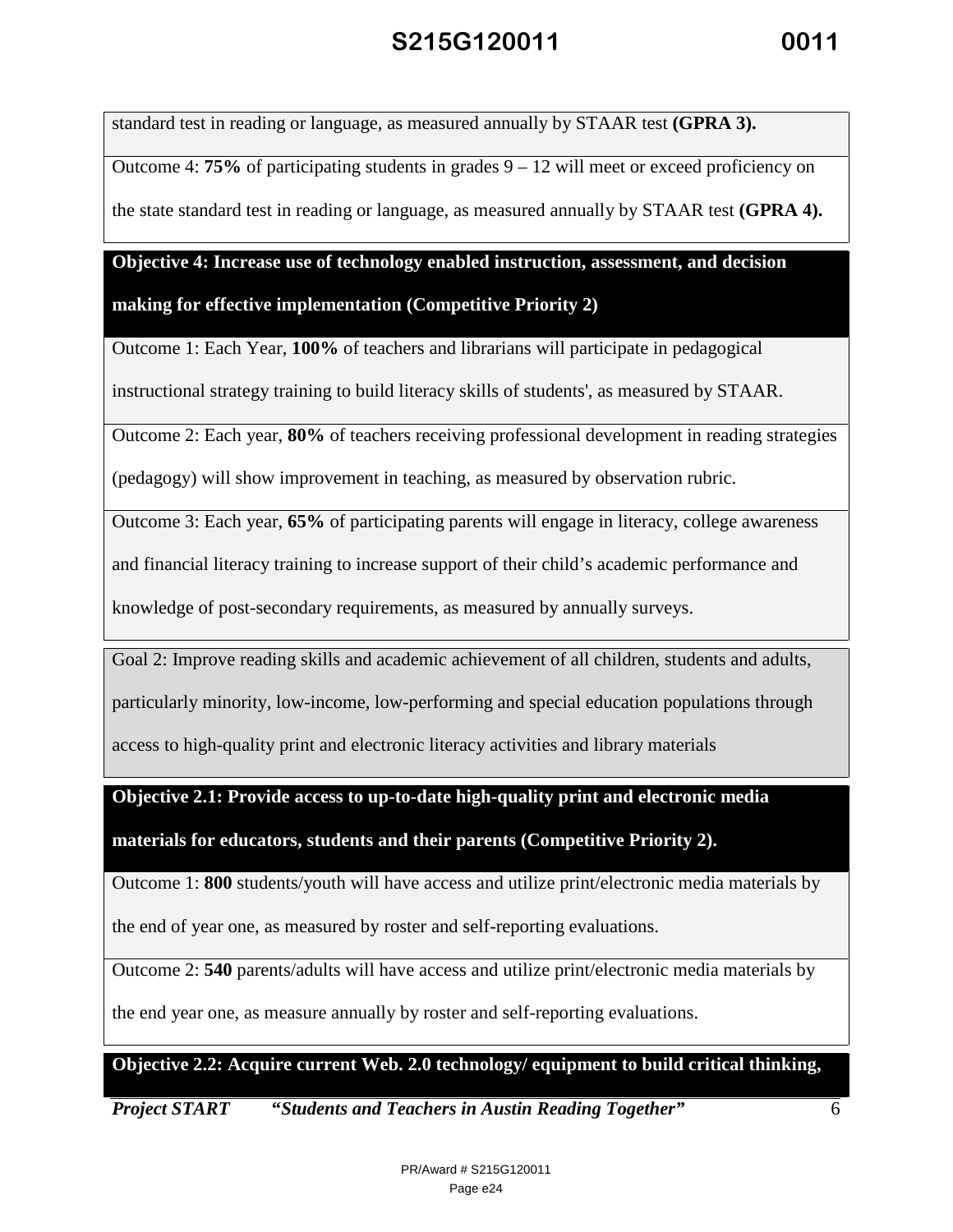standard test in reading or language, as measured annually by STAAR test **(GPRA 3).**

Outcome 4: **75%** of participating students in grades 9 – 12 will meet or exceed proficiency on the state standard test in reading or language, as measured annually by STAAR test **(GPRA 4).**

**Objective 4: Increase use of technology enabled instruction, assessment, and decision making for effective implementation (Competitive Priority 2)**

Outcome 1: Each Year, **100%** of teachers and librarians will participate in pedagogical instructional strategy training to build literacy skills of students', as measured by STAAR.

Outcome 2: Each year, **80%** of teachers receiving professional development in reading strategies (pedagogy) will show improvement in teaching, as measured by observation rubric.

Outcome 3: Each year, **65%** of participating parents will engage in literacy, college awareness and financial literacy training to increase support of their child's academic performance and knowledge of post-secondary requirements, as measured by annually surveys.

Goal 2: Improve reading skills and academic achievement of all children, students and adults, particularly minority, low-income, low-performing and special education populations through access to high-quality print and electronic literacy activities and library materials

**Objective 2.1: Provide access to up-to-date high-quality print and electronic media materials for educators, students and their parents (Competitive Priority 2).**

Outcome 1: **800** students/youth will have access and utilize print/electronic media materials by the end of year one, as measured by roster and self-reporting evaluations.

Outcome 2: **540** parents/adults will have access and utilize print/electronic media materials by the end year one, as measure annually by roster and self-reporting evaluations.

**Objective 2.2: Acquire current Web. 2.0 technology/ equipment to build critical thinking,**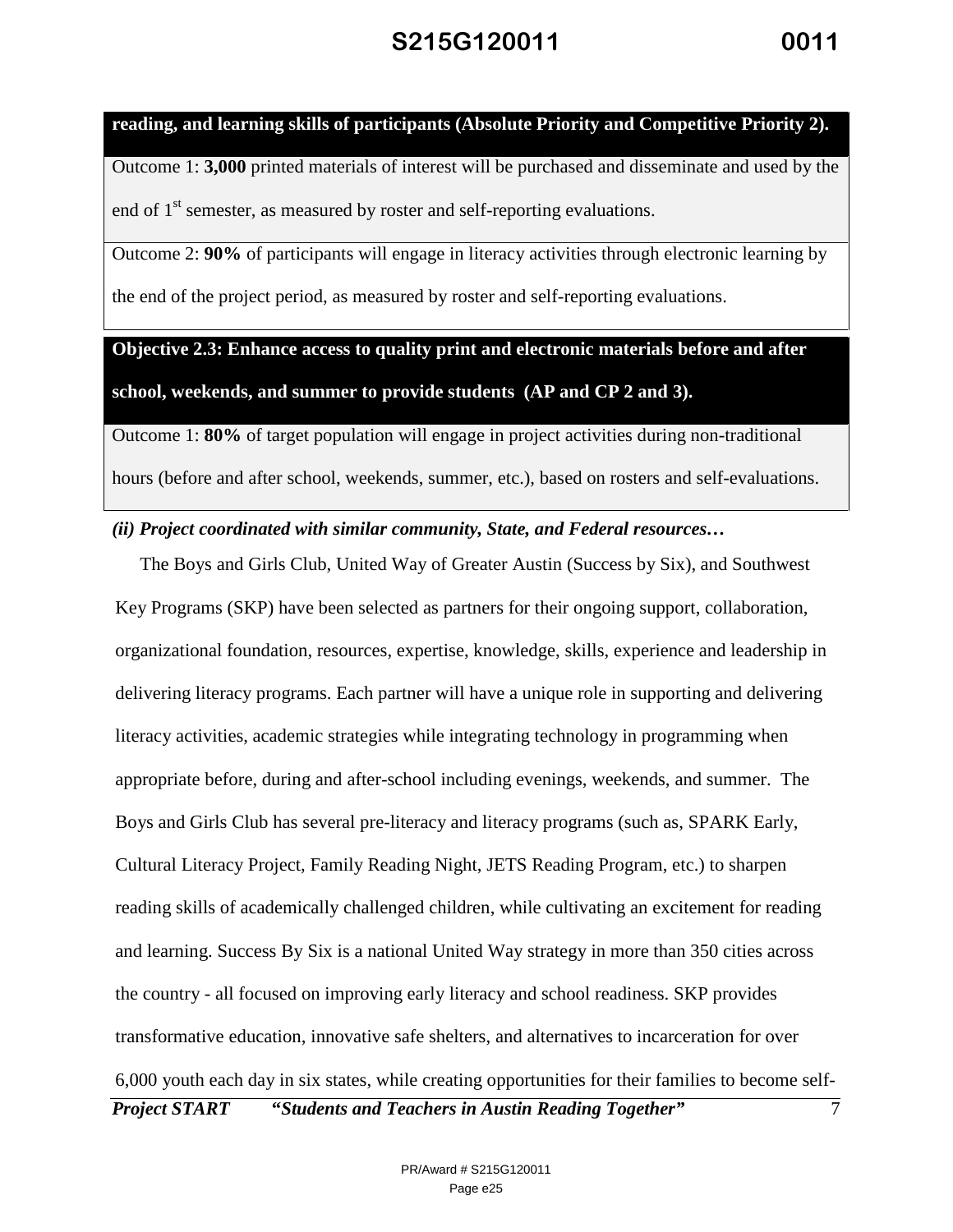| **reading, and learning skills of participants (Absolute Priority and Competitive Priority 2).** |
|---|
| Outcome 1: **3,000** printed materials of interest will be purchased and disseminate and used by the end of 1st semester, as measured by roster and self-reporting evaluations. |
| Outcome 2: **90%** of participants will engage in literacy activities through electronic learning by the end of the project period, as measured by roster and self-reporting evaluations. |
| **Objective 2.3: Enhance access to quality print and electronic materials before and after school, weekends, and summer to provide students (AP and CP 2 and 3).** |
| Outcome 1: **80%** of target population will engage in project activities during non-traditional hours (before and after school, weekends, summer, etc.), based on rosters and self-evaluations. |

***(ii) Project coordinated with similar community, State, and Federal resources…***

The Boys and Girls Club, United Way of Greater Austin (Success by Six), and Southwest Key Programs (SKP) have been selected as partners for their ongoing support, collaboration, organizational foundation, resources, expertise, knowledge, skills, experience and leadership in delivering literacy programs. Each partner will have a unique role in supporting and delivering literacy activities, academic strategies while integrating technology in programming when appropriate before, during and after-school including evenings, weekends, and summer. The Boys and Girls Club has several pre-literacy and literacy programs (such as, SPARK Early, Cultural Literacy Project, Family Reading Night, JETS Reading Program, etc.) to sharpen reading skills of academically challenged children, while cultivating an excitement for reading and learning. Success By Six is a national United Way strategy in more than 350 cities across the country - all focused on improving early literacy and school readiness. SKP provides transformative education, innovative safe shelters, and alternatives to incarceration for over 6,000 youth each day in six states, while creating opportunities for their families to become self-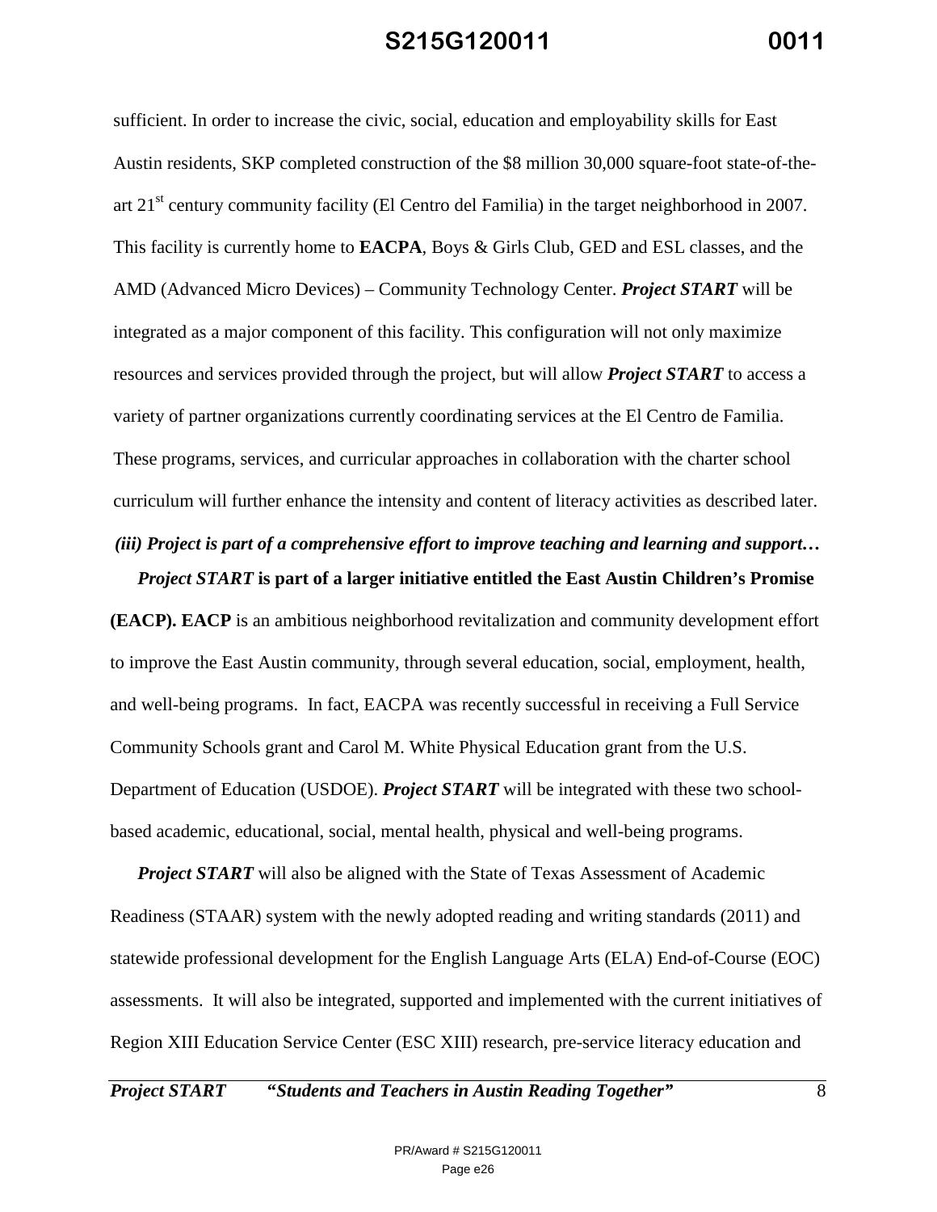sufficient. In order to increase the civic, social, education and employability skills for East Austin residents, SKP completed construction of the $8 million 30,000 square-foot state-of-the-art 21st century community facility (El Centro del Familia) in the target neighborhood in 2007. This facility is currently home to **EACPA**, Boys & Girls Club, GED and ESL classes, and the AMD (Advanced Micro Devices) – Community Technology Center. ***Project START*** will be integrated as a major component of this facility. This configuration will not only maximize resources and services provided through the project, but will allow ***Project START*** to access a variety of partner organizations currently coordinating services at the El Centro de Familia. These programs, services, and curricular approaches in collaboration with the charter school curriculum will further enhance the intensity and content of literacy activities as described later.

***(iii) Project is part of a comprehensive effort to improve teaching and learning and support…***

***Project START* is part of a larger initiative entitled the East Austin Children's Promise (EACP). EACP** is an ambitious neighborhood revitalization and community development effort to improve the East Austin community, through several education, social, employment, health, and well-being programs. In fact, EACPA was recently successful in receiving a Full Service Community Schools grant and Carol M. White Physical Education grant from the U.S. Department of Education (USDOE). ***Project START*** will be integrated with these two school-based academic, educational, social, mental health, physical and well-being programs.

***Project START*** will also be aligned with the State of Texas Assessment of Academic Readiness (STAAR) system with the newly adopted reading and writing standards (2011) and statewide professional development for the English Language Arts (ELA) End-of-Course (EOC) assessments. It will also be integrated, supported and implemented with the current initiatives of Region XIII Education Service Center (ESC XIII) research, pre-service literacy education and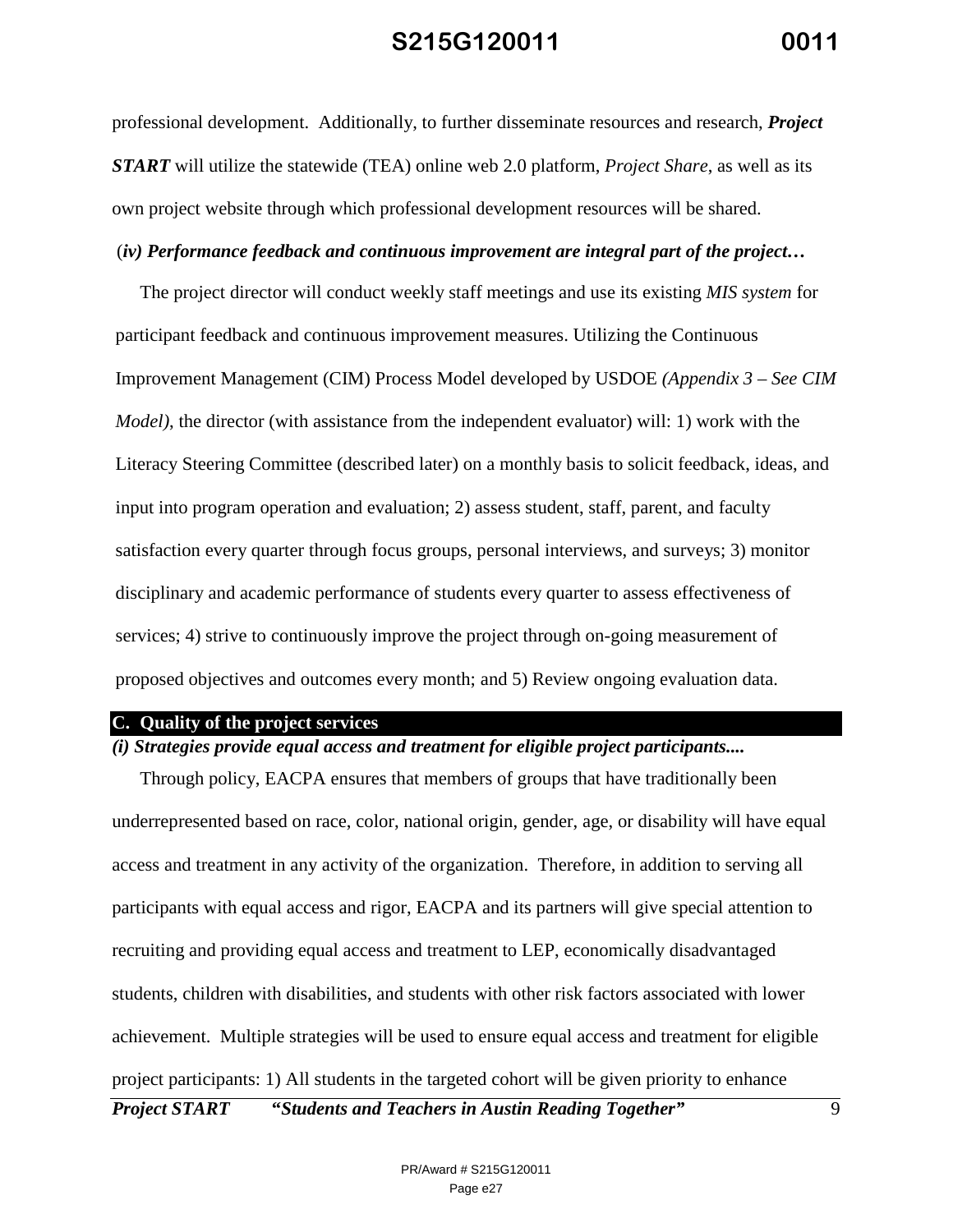professional development. Additionally, to further disseminate resources and research, ***Project START*** will utilize the statewide (TEA) online web 2.0 platform, *Project Share*, as well as its own project website through which professional development resources will be shared.

(***iv) Performance feedback and continuous improvement are integral part of the project…***

The project director will conduct weekly staff meetings and use its existing *MIS system* for participant feedback and continuous improvement measures. Utilizing the Continuous Improvement Management (CIM) Process Model developed by USDOE *(Appendix 3 – See CIM Model)*, the director (with assistance from the independent evaluator) will: 1) work with the Literacy Steering Committee (described later) on a monthly basis to solicit feedback, ideas, and input into program operation and evaluation; 2) assess student, staff, parent, and faculty satisfaction every quarter through focus groups, personal interviews, and surveys; 3) monitor disciplinary and academic performance of students every quarter to assess effectiveness of services; 4) strive to continuously improve the project through on-going measurement of proposed objectives and outcomes every month; and 5) Review ongoing evaluation data.

## C. Quality of the project services

***(i) Strategies provide equal access and treatment for eligible project participants....***

Through policy, EACPA ensures that members of groups that have traditionally been underrepresented based on race, color, national origin, gender, age, or disability will have equal access and treatment in any activity of the organization. Therefore, in addition to serving all participants with equal access and rigor, EACPA and its partners will give special attention to recruiting and providing equal access and treatment to LEP, economically disadvantaged students, children with disabilities, and students with other risk factors associated with lower achievement. Multiple strategies will be used to ensure equal access and treatment for eligible project participants: 1) All students in the targeted cohort will be given priority to enhance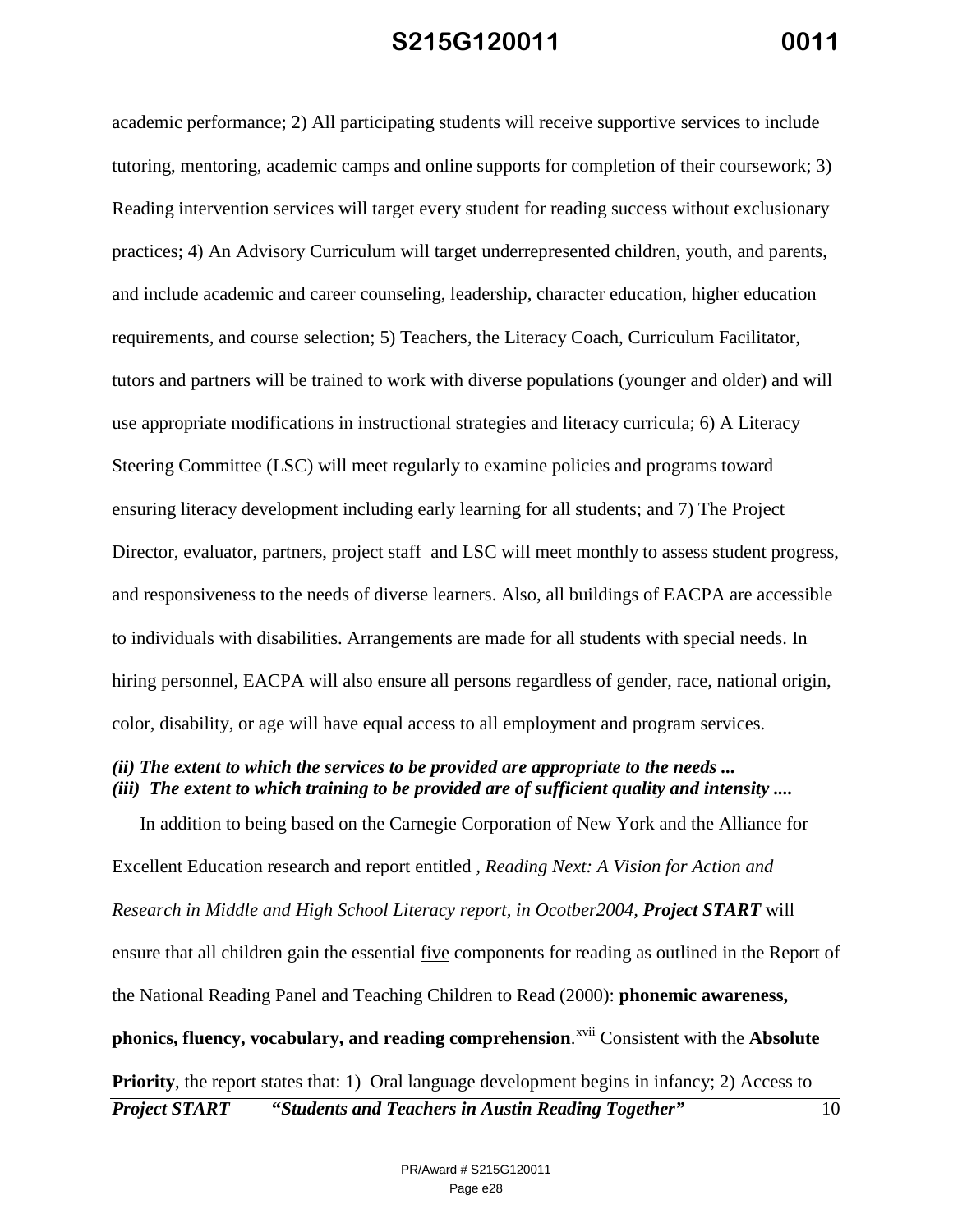academic performance; 2) All participating students will receive supportive services to include tutoring, mentoring, academic camps and online supports for completion of their coursework; 3) Reading intervention services will target every student for reading success without exclusionary practices; 4) An Advisory Curriculum will target underrepresented children, youth, and parents, and include academic and career counseling, leadership, character education, higher education requirements, and course selection; 5) Teachers, the Literacy Coach, Curriculum Facilitator, tutors and partners will be trained to work with diverse populations (younger and older) and will use appropriate modifications in instructional strategies and literacy curricula; 6) A Literacy Steering Committee (LSC) will meet regularly to examine policies and programs toward ensuring literacy development including early learning for all students; and 7) The Project Director, evaluator, partners, project staff and LSC will meet monthly to assess student progress, and responsiveness to the needs of diverse learners. Also, all buildings of EACPA are accessible to individuals with disabilities. Arrangements are made for all students with special needs. In hiring personnel, EACPA will also ensure all persons regardless of gender, race, national origin, color, disability, or age will have equal access to all employment and program services.

***(ii) The extent to which the services to be provided are appropriate to the needs ...***
***(iii) The extent to which training to be provided are of sufficient quality and intensity ....***

In addition to being based on the Carnegie Corporation of New York and the Alliance for Excellent Education research and report entitled , *Reading Next: A Vision for Action and Research in Middle and High School Literacy report, in Ocotber2004, **Project START*** will ensure that all children gain the essential five components for reading as outlined in the Report of the National Reading Panel and Teaching Children to Read (2000): **phonemic awareness, phonics, fluency, vocabulary, and reading comprehension**.[xvii] Consistent with the **Absolute Priority**, the report states that: 1) Oral language development begins in infancy; 2) Access to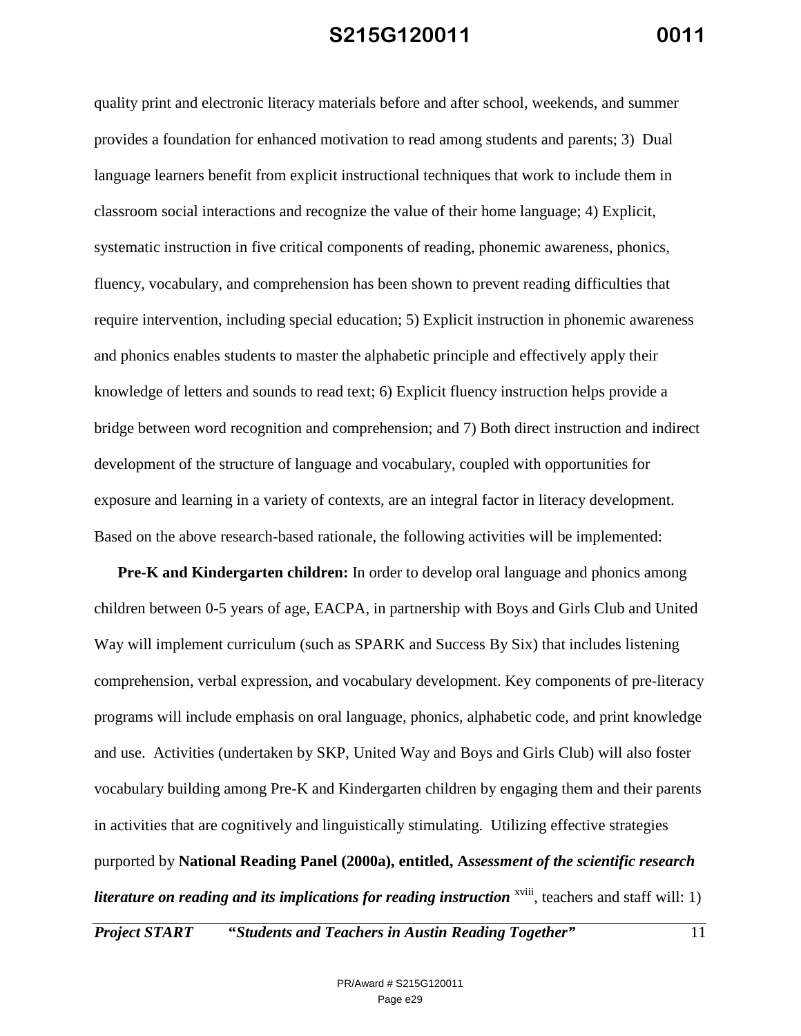quality print and electronic literacy materials before and after school, weekends, and summer provides a foundation for enhanced motivation to read among students and parents; 3) Dual language learners benefit from explicit instructional techniques that work to include them in classroom social interactions and recognize the value of their home language; 4) Explicit, systematic instruction in five critical components of reading, phonemic awareness, phonics, fluency, vocabulary, and comprehension has been shown to prevent reading difficulties that require intervention, including special education; 5) Explicit instruction in phonemic awareness and phonics enables students to master the alphabetic principle and effectively apply their knowledge of letters and sounds to read text; 6) Explicit fluency instruction helps provide a bridge between word recognition and comprehension; and 7) Both direct instruction and indirect development of the structure of language and vocabulary, coupled with opportunities for exposure and learning in a variety of contexts, are an integral factor in literacy development. Based on the above research-based rationale, the following activities will be implemented:

**Pre-K and Kindergarten children:** In order to develop oral language and phonics among children between 0-5 years of age, EACPA, in partnership with Boys and Girls Club and United Way will implement curriculum (such as SPARK and Success By Six) that includes listening comprehension, verbal expression, and vocabulary development. Key components of pre-literacy programs will include emphasis on oral language, phonics, alphabetic code, and print knowledge and use. Activities (undertaken by SKP, United Way and Boys and Girls Club) will also foster vocabulary building among Pre-K and Kindergarten children by engaging them and their parents in activities that are cognitively and linguistically stimulating. Utilizing effective strategies purported by **National Reading Panel (2000a), entitled, A*ssessment of the scientific research literature on reading and its implications for reading instruction*** [xviii], teachers and staff will: 1)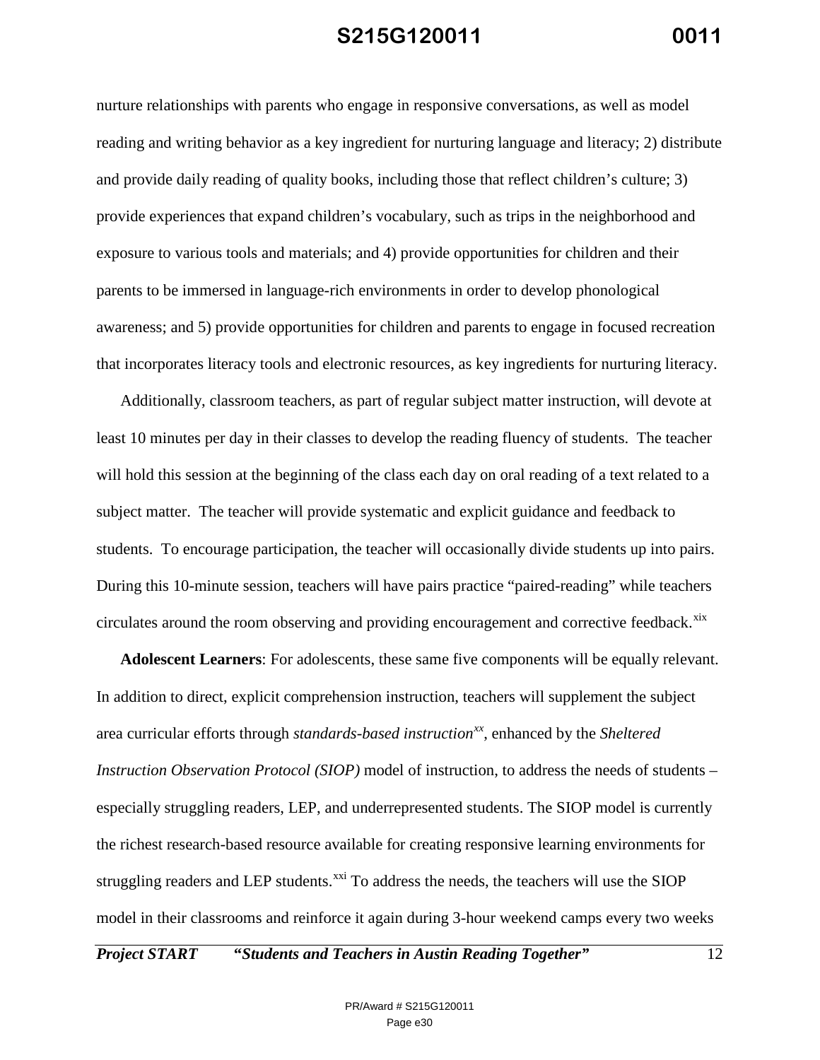nurture relationships with parents who engage in responsive conversations, as well as model reading and writing behavior as a key ingredient for nurturing language and literacy; 2) distribute and provide daily reading of quality books, including those that reflect children's culture; 3) provide experiences that expand children's vocabulary, such as trips in the neighborhood and exposure to various tools and materials; and 4) provide opportunities for children and their parents to be immersed in language-rich environments in order to develop phonological awareness; and 5) provide opportunities for children and parents to engage in focused recreation that incorporates literacy tools and electronic resources, as key ingredients for nurturing literacy.

Additionally, classroom teachers, as part of regular subject matter instruction, will devote at least 10 minutes per day in their classes to develop the reading fluency of students. The teacher will hold this session at the beginning of the class each day on oral reading of a text related to a subject matter. The teacher will provide systematic and explicit guidance and feedback to students. To encourage participation, the teacher will occasionally divide students up into pairs. During this 10-minute session, teachers will have pairs practice "paired-reading" while teachers circulates around the room observing and providing encouragement and corrective feedback.[xix]

**Adolescent Learners**: For adolescents, these same five components will be equally relevant. In addition to direct, explicit comprehension instruction, teachers will supplement the subject area curricular efforts through *standards-based instruction*[xx], enhanced by the *Sheltered Instruction Observation Protocol (SIOP)* model of instruction, to address the needs of students – especially struggling readers, LEP, and underrepresented students. The SIOP model is currently the richest research-based resource available for creating responsive learning environments for struggling readers and LEP students.[xxi] To address the needs, the teachers will use the SIOP model in their classrooms and reinforce it again during 3-hour weekend camps every two weeks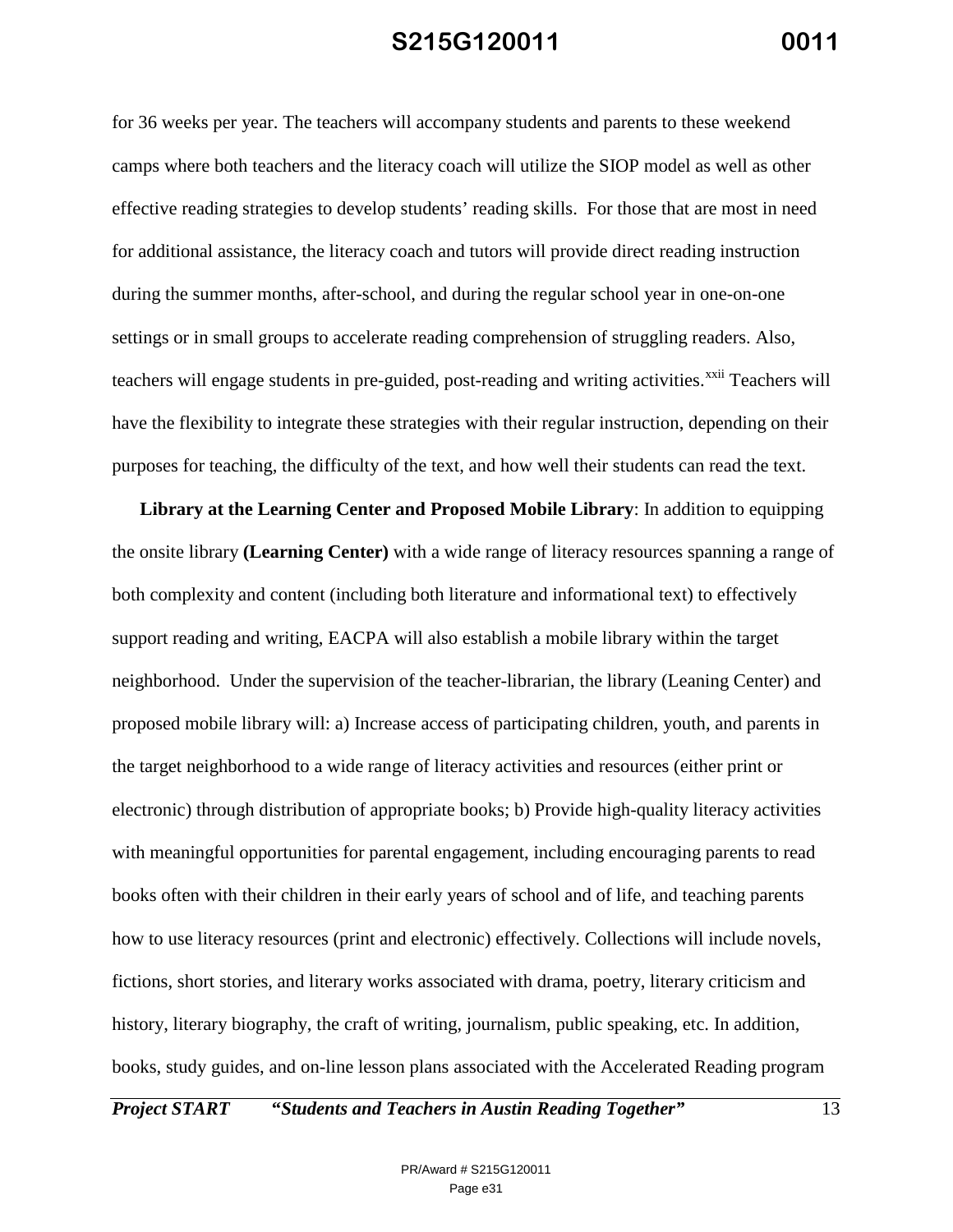for 36 weeks per year. The teachers will accompany students and parents to these weekend camps where both teachers and the literacy coach will utilize the SIOP model as well as other effective reading strategies to develop students' reading skills. For those that are most in need for additional assistance, the literacy coach and tutors will provide direct reading instruction during the summer months, after-school, and during the regular school year in one-on-one settings or in small groups to accelerate reading comprehension of struggling readers. Also, teachers will engage students in pre-guided, post-reading and writing activities.[xxii] Teachers will have the flexibility to integrate these strategies with their regular instruction, depending on their purposes for teaching, the difficulty of the text, and how well their students can read the text.

**Library at the Learning Center and Proposed Mobile Library**: In addition to equipping the onsite library **(Learning Center)** with a wide range of literacy resources spanning a range of both complexity and content (including both literature and informational text) to effectively support reading and writing, EACPA will also establish a mobile library within the target neighborhood. Under the supervision of the teacher-librarian, the library (Leaning Center) and proposed mobile library will: a) Increase access of participating children, youth, and parents in the target neighborhood to a wide range of literacy activities and resources (either print or electronic) through distribution of appropriate books; b) Provide high-quality literacy activities with meaningful opportunities for parental engagement, including encouraging parents to read books often with their children in their early years of school and of life, and teaching parents how to use literacy resources (print and electronic) effectively. Collections will include novels, fictions, short stories, and literary works associated with drama, poetry, literary criticism and history, literary biography, the craft of writing, journalism, public speaking, etc. In addition, books, study guides, and on-line lesson plans associated with the Accelerated Reading program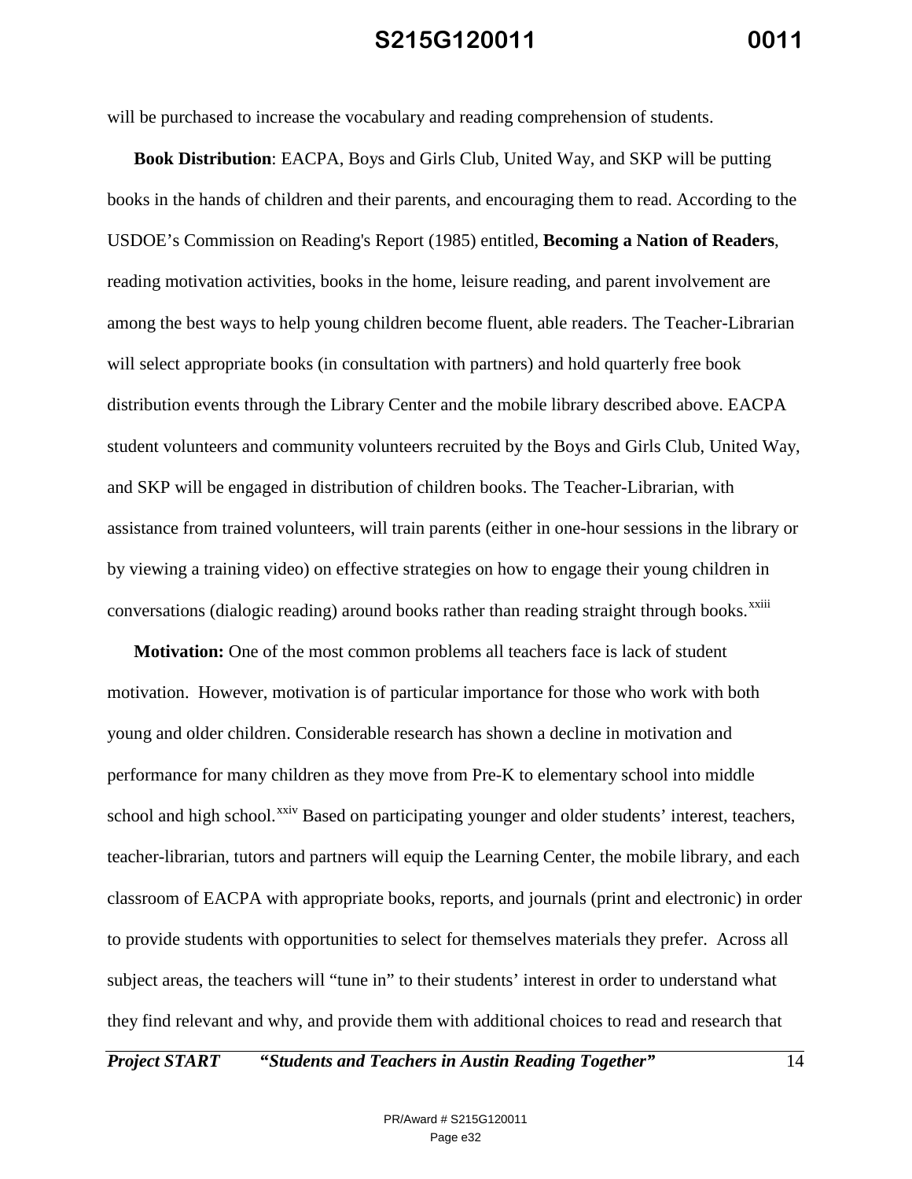will be purchased to increase the vocabulary and reading comprehension of students.

**Book Distribution**: EACPA, Boys and Girls Club, United Way, and SKP will be putting books in the hands of children and their parents, and encouraging them to read. According to the USDOE's Commission on Reading's Report (1985) entitled, **Becoming a Nation of Readers**, reading motivation activities, books in the home, leisure reading, and parent involvement are among the best ways to help young children become fluent, able readers. The Teacher-Librarian will select appropriate books (in consultation with partners) and hold quarterly free book distribution events through the Library Center and the mobile library described above. EACPA student volunteers and community volunteers recruited by the Boys and Girls Club, United Way, and SKP will be engaged in distribution of children books. The Teacher-Librarian, with assistance from trained volunteers, will train parents (either in one-hour sessions in the library or by viewing a training video) on effective strategies on how to engage their young children in conversations (dialogic reading) around books rather than reading straight through books.[xxiii]

**Motivation:** One of the most common problems all teachers face is lack of student motivation. However, motivation is of particular importance for those who work with both young and older children. Considerable research has shown a decline in motivation and performance for many children as they move from Pre-K to elementary school into middle school and high school.[xxiv] Based on participating younger and older students' interest, teachers, teacher-librarian, tutors and partners will equip the Learning Center, the mobile library, and each classroom of EACPA with appropriate books, reports, and journals (print and electronic) in order to provide students with opportunities to select for themselves materials they prefer. Across all subject areas, the teachers will "tune in" to their students' interest in order to understand what they find relevant and why, and provide them with additional choices to read and research that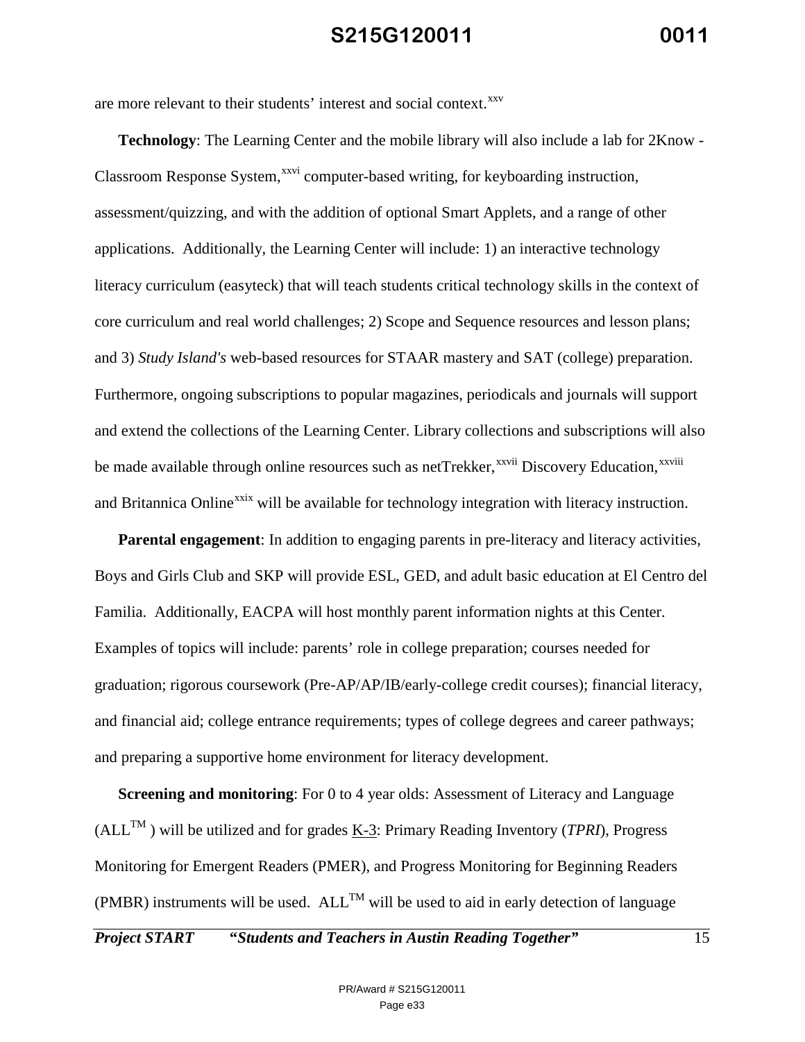are more relevant to their students' interest and social context.[xxv]

**Technology**: The Learning Center and the mobile library will also include a lab for 2Know - Classroom Response System,[xxvi] computer-based writing, for keyboarding instruction, assessment/quizzing, and with the addition of optional Smart Applets, and a range of other applications. Additionally, the Learning Center will include: 1) an interactive technology literacy curriculum (easyteck) that will teach students critical technology skills in the context of core curriculum and real world challenges; 2) Scope and Sequence resources and lesson plans; and 3) *Study Island's* web-based resources for STAAR mastery and SAT (college) preparation. Furthermore, ongoing subscriptions to popular magazines, periodicals and journals will support and extend the collections of the Learning Center. Library collections and subscriptions will also be made available through online resources such as netTrekker,[xxvii] Discovery Education,[xxviii] and Britannica Online[xxix] will be available for technology integration with literacy instruction.

**Parental engagement**: In addition to engaging parents in pre-literacy and literacy activities, Boys and Girls Club and SKP will provide ESL, GED, and adult basic education at El Centro del Familia. Additionally, EACPA will host monthly parent information nights at this Center. Examples of topics will include: parents' role in college preparation; courses needed for graduation; rigorous coursework (Pre-AP/AP/IB/early-college credit courses); financial literacy, and financial aid; college entrance requirements; types of college degrees and career pathways; and preparing a supportive home environment for literacy development.

**Screening and monitoring**: For 0 to 4 year olds: Assessment of Literacy and Language (ALL™ ) will be utilized and for grades K-3: Primary Reading Inventory (*TPRI*), Progress Monitoring for Emergent Readers (PMER), and Progress Monitoring for Beginning Readers (PMBR) instruments will be used. ALL™ will be used to aid in early detection of language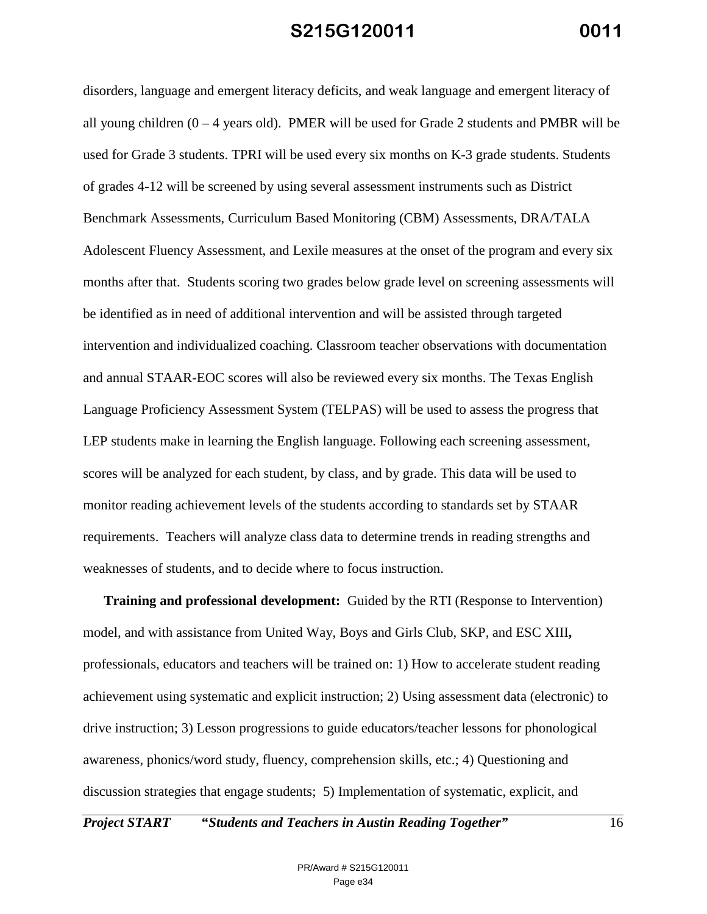disorders, language and emergent literacy deficits, and weak language and emergent literacy of all young children (0 – 4 years old). PMER will be used for Grade 2 students and PMBR will be used for Grade 3 students. TPRI will be used every six months on K-3 grade students. Students of grades 4-12 will be screened by using several assessment instruments such as District Benchmark Assessments, Curriculum Based Monitoring (CBM) Assessments, DRA/TALA Adolescent Fluency Assessment, and Lexile measures at the onset of the program and every six months after that. Students scoring two grades below grade level on screening assessments will be identified as in need of additional intervention and will be assisted through targeted intervention and individualized coaching. Classroom teacher observations with documentation and annual STAAR-EOC scores will also be reviewed every six months. The Texas English Language Proficiency Assessment System (TELPAS) will be used to assess the progress that LEP students make in learning the English language. Following each screening assessment, scores will be analyzed for each student, by class, and by grade. This data will be used to monitor reading achievement levels of the students according to standards set by STAAR requirements. Teachers will analyze class data to determine trends in reading strengths and weaknesses of students, and to decide where to focus instruction.

**Training and professional development:** Guided by the RTI (Response to Intervention) model, and with assistance from United Way, Boys and Girls Club, SKP, and ESC XIII**,** professionals, educators and teachers will be trained on: 1) How to accelerate student reading achievement using systematic and explicit instruction; 2) Using assessment data (electronic) to drive instruction; 3) Lesson progressions to guide educators/teacher lessons for phonological awareness, phonics/word study, fluency, comprehension skills, etc.; 4) Questioning and discussion strategies that engage students; 5) Implementation of systematic, explicit, and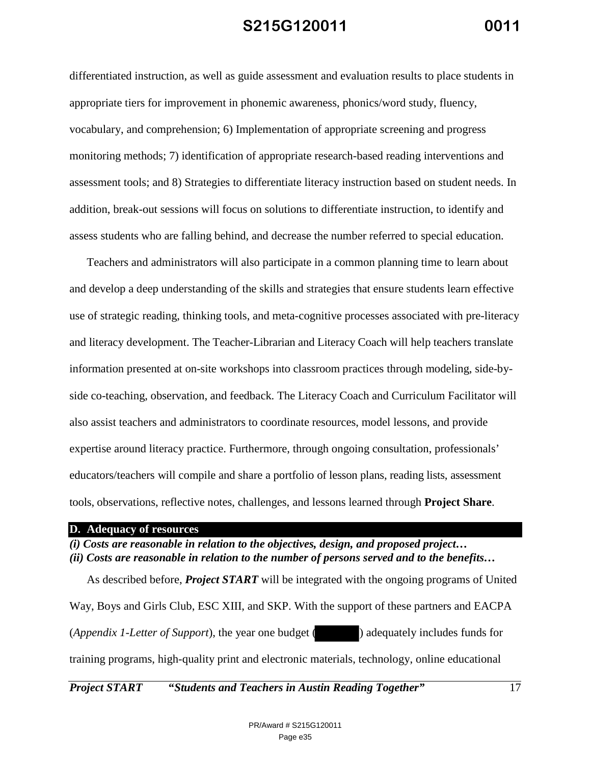differentiated instruction, as well as guide assessment and evaluation results to place students in appropriate tiers for improvement in phonemic awareness, phonics/word study, fluency, vocabulary, and comprehension; 6) Implementation of appropriate screening and progress monitoring methods; 7) identification of appropriate research-based reading interventions and assessment tools; and 8) Strategies to differentiate literacy instruction based on student needs. In addition, break-out sessions will focus on solutions to differentiate instruction, to identify and assess students who are falling behind, and decrease the number referred to special education.

Teachers and administrators will also participate in a common planning time to learn about and develop a deep understanding of the skills and strategies that ensure students learn effective use of strategic reading, thinking tools, and meta-cognitive processes associated with pre-literacy and literacy development. The Teacher-Librarian and Literacy Coach will help teachers translate information presented at on-site workshops into classroom practices through modeling, side-by-side co-teaching, observation, and feedback. The Literacy Coach and Curriculum Facilitator will also assist teachers and administrators to coordinate resources, model lessons, and provide expertise around literacy practice. Furthermore, through ongoing consultation, professionals' educators/teachers will compile and share a portfolio of lesson plans, reading lists, assessment tools, observations, reflective notes, challenges, and lessons learned through **Project Share**.

## D. Adequacy of resources

***(i) Costs are reasonable in relation to the objectives, design, and proposed project…***
***(ii) Costs are reasonable in relation to the number of persons served and to the benefits…***

As described before, ***Project START*** will be integrated with the ongoing programs of United Way, Boys and Girls Club, ESC XIII, and SKP. With the support of these partners and EACPA (*Appendix 1-Letter of Support*), the year one budget ( ) adequately includes funds for training programs, high-quality print and electronic materials, technology, online educational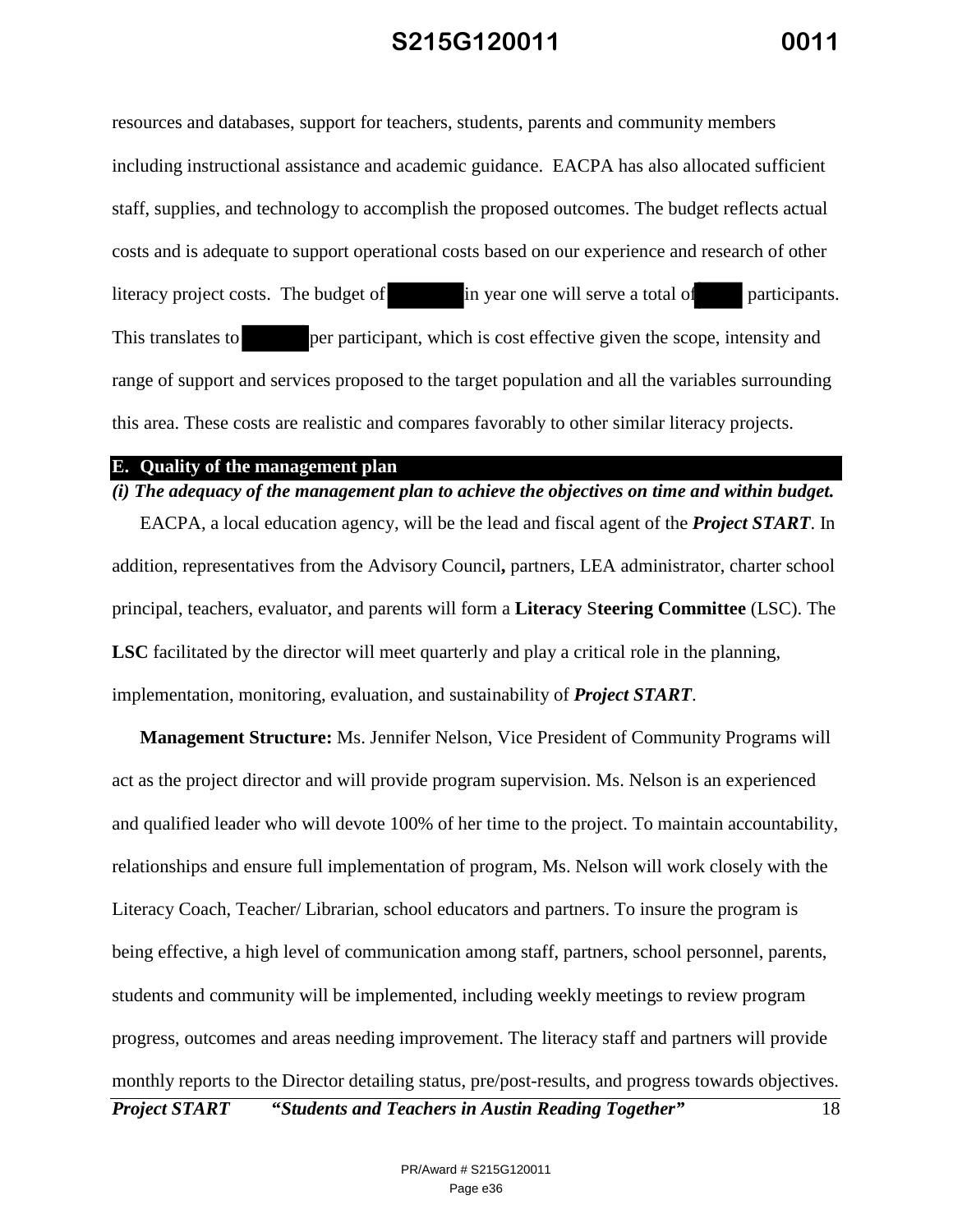resources and databases, support for teachers, students, parents and community members including instructional assistance and academic guidance. EACPA has also allocated sufficient staff, supplies, and technology to accomplish the proposed outcomes. The budget reflects actual costs and is adequate to support operational costs based on our experience and research of other literacy project costs. The budget of [REDACTED] in year one will serve a total of [REDACTED] participants. This translates to [REDACTED] per participant, which is cost effective given the scope, intensity and range of support and services proposed to the target population and all the variables surrounding this area. These costs are realistic and compares favorably to other similar literacy projects.

## E. Quality of the management plan

***(i) The adequacy of the management plan to achieve the objectives on time and within budget.***

EACPA, a local education agency, will be the lead and fiscal agent of the ***Project START***. In addition, representatives from the Advisory Council**,** partners, LEA administrator, charter school principal, teachers, evaluator, and parents will form a **Literacy** S**teering Committee** (LSC). The **LSC** facilitated by the director will meet quarterly and play a critical role in the planning, implementation, monitoring, evaluation, and sustainability of ***Project START***.

**Management Structure:** Ms. Jennifer Nelson, Vice President of Community Programs will act as the project director and will provide program supervision. Ms. Nelson is an experienced and qualified leader who will devote 100% of her time to the project. To maintain accountability, relationships and ensure full implementation of program, Ms. Nelson will work closely with the Literacy Coach, Teacher/ Librarian, school educators and partners. To insure the program is being effective, a high level of communication among staff, partners, school personnel, parents, students and community will be implemented, including weekly meetings to review program progress, outcomes and areas needing improvement. The literacy staff and partners will provide monthly reports to the Director detailing status, pre/post-results, and progress towards objectives.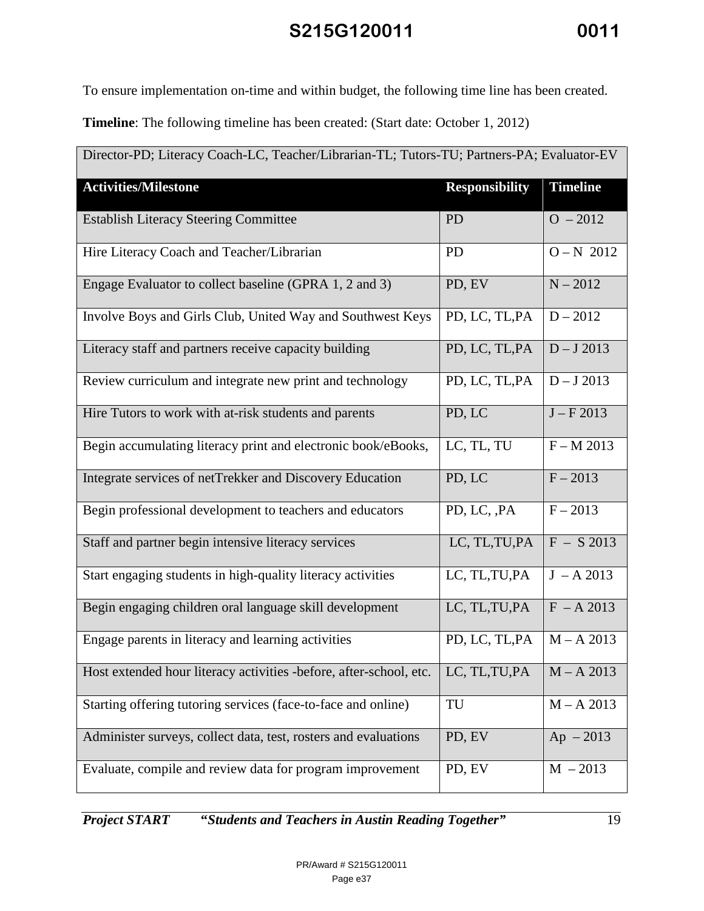To ensure implementation on-time and within budget, the following time line has been created.

**Timeline**: The following timeline has been created: (Start date: October 1, 2012)

| Director-PD; Literacy Coach-LC, Teacher/Librarian-TL; Tutors-TU; Partners-PA; Evaluator-EV | | |
|---|---|---|
| **Activities/Milestone** | **Responsibility** | **Timeline** |
| Establish Literacy Steering Committee | PD | O – 2012 |
| Hire Literacy Coach and Teacher/Librarian | PD | O – N 2012 |
| Engage Evaluator to collect baseline (GPRA 1, 2 and 3) | PD, EV | N – 2012 |
| Involve Boys and Girls Club, United Way and Southwest Keys | PD, LC, TL,PA | D – 2012 |
| Literacy staff and partners receive capacity building | PD, LC, TL,PA | D – J 2013 |
| Review curriculum and integrate new print and technology | PD, LC, TL,PA | D – J 2013 |
| Hire Tutors to work with at-risk students and parents | PD, LC | J – F 2013 |
| Begin accumulating literacy print and electronic book/eBooks, | LC, TL, TU | F – M 2013 |
| Integrate services of netTrekker and Discovery Education | PD, LC | F – 2013 |
| Begin professional development to teachers and educators | PD, LC, ,PA | F – 2013 |
| Staff and partner begin intensive literacy services | LC, TL,TU,PA | F – S 2013 |
| Start engaging students in high-quality literacy activities | LC, TL,TU,PA | J – A 2013 |
| Begin engaging children oral language skill development | LC, TL,TU,PA | F – A 2013 |
| Engage parents in literacy and learning activities | PD, LC, TL,PA | M – A 2013 |
| Host extended hour literacy activities -before, after-school, etc. | LC, TL,TU,PA | M – A 2013 |
| Starting offering tutoring services (face-to-face and online) | TU | M – A 2013 |
| Administer surveys, collect data, test, rosters and evaluations | PD, EV | Ap – 2013 |
| Evaluate, compile and review data for program improvement | PD, EV | M – 2013 |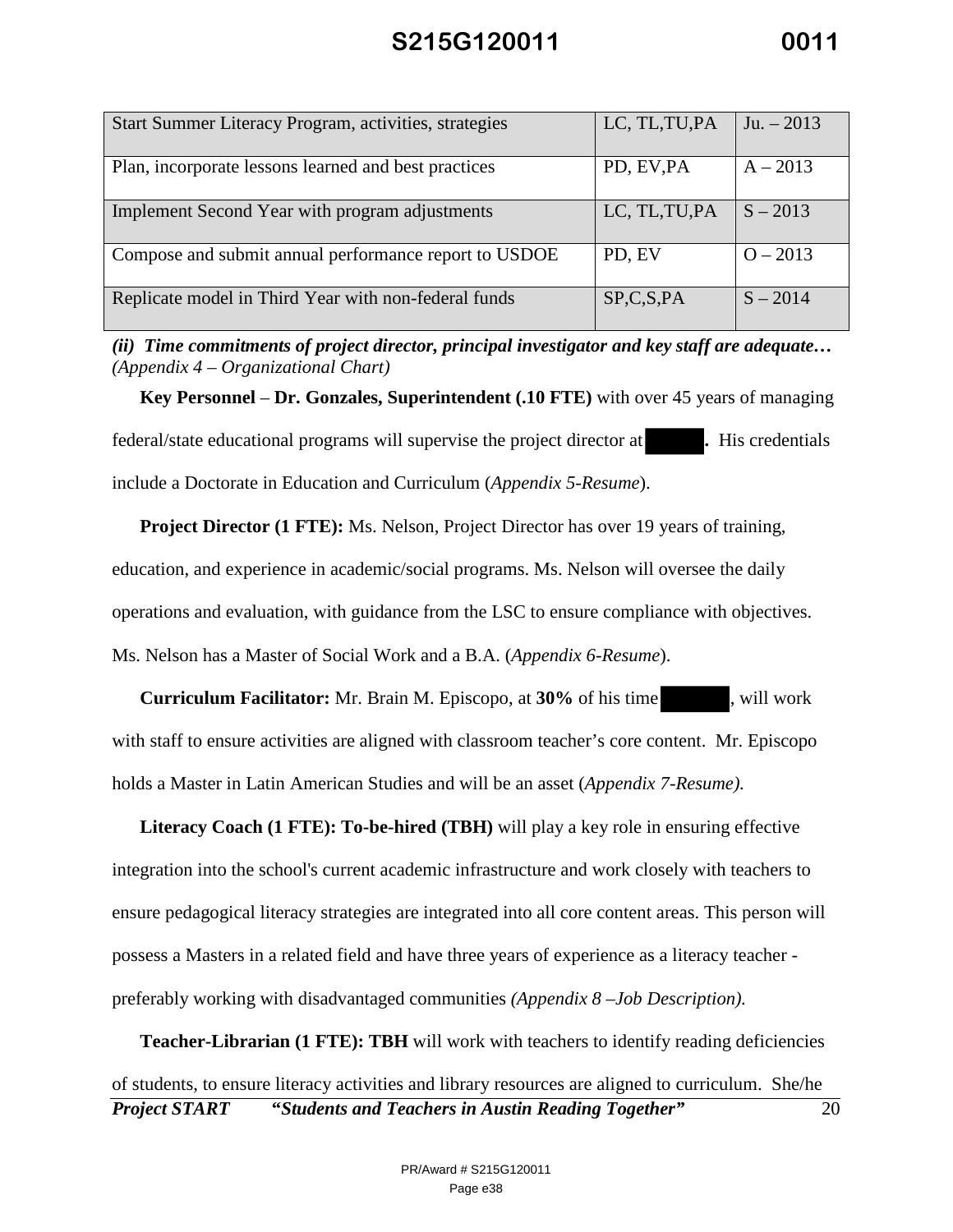| Start Summer Literacy Program, activities, strategies | LC, TL,TU,PA | Ju. – 2013 |
|---|---|---|
| Plan, incorporate lessons learned and best practices | PD, EV,PA | A – 2013 |
| Implement Second Year with program adjustments | LC, TL,TU,PA | S – 2013 |
| Compose and submit annual performance report to USDOE | PD, EV | O – 2013 |
| Replicate model in Third Year with non-federal funds | SP,C,S,PA | S – 2014 |

***(ii) Time commitments of project director, principal investigator and key staff are adequate…*** *(Appendix 4 – Organizational Chart)*

**Key Personnel** – **Dr. Gonzales, Superintendent (.10 FTE)** with over 45 years of managing federal/state educational programs will supervise the project director at ████**.** His credentials include a Doctorate in Education and Curriculum (*Appendix 5-Resume*).

**Project Director (1 FTE):** Ms. Nelson, Project Director has over 19 years of training, education, and experience in academic/social programs. Ms. Nelson will oversee the daily operations and evaluation, with guidance from the LSC to ensure compliance with objectives. Ms. Nelson has a Master of Social Work and a B.A. (*Appendix 6-Resume*).

**Curriculum Facilitator:** Mr. Brain M. Episcopo, at **30%** of his time ████, will work with staff to ensure activities are aligned with classroom teacher's core content. Mr. Episcopo holds a Master in Latin American Studies and will be an asset (*Appendix 7-Resume).*

**Literacy Coach (1 FTE): To-be-hired (TBH)** will play a key role in ensuring effective integration into the school's current academic infrastructure and work closely with teachers to ensure pedagogical literacy strategies are integrated into all core content areas. This person will possess a Masters in a related field and have three years of experience as a literacy teacher - preferably working with disadvantaged communities *(Appendix 8 –Job Description).*

**Teacher-Librarian (1 FTE): TBH** will work with teachers to identify reading deficiencies of students, to ensure literacy activities and library resources are aligned to curriculum. She/he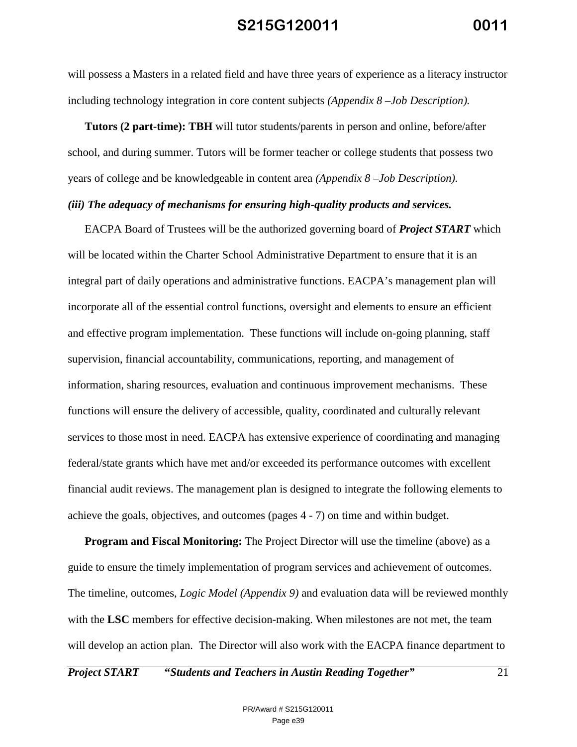will possess a Masters in a related field and have three years of experience as a literacy instructor including technology integration in core content subjects *(Appendix 8 –Job Description).*

**Tutors (2 part-time): TBH** will tutor students/parents in person and online, before/after school, and during summer. Tutors will be former teacher or college students that possess two years of college and be knowledgeable in content area *(Appendix 8 –Job Description).*

***(iii) The adequacy of mechanisms for ensuring high-quality products and services.***

EACPA Board of Trustees will be the authorized governing board of ***Project START*** which will be located within the Charter School Administrative Department to ensure that it is an integral part of daily operations and administrative functions. EACPA's management plan will incorporate all of the essential control functions, oversight and elements to ensure an efficient and effective program implementation. These functions will include on-going planning, staff supervision, financial accountability, communications, reporting, and management of information, sharing resources, evaluation and continuous improvement mechanisms. These functions will ensure the delivery of accessible, quality, coordinated and culturally relevant services to those most in need. EACPA has extensive experience of coordinating and managing federal/state grants which have met and/or exceeded its performance outcomes with excellent financial audit reviews. The management plan is designed to integrate the following elements to achieve the goals, objectives, and outcomes (pages 4 - 7) on time and within budget.

**Program and Fiscal Monitoring:** The Project Director will use the timeline (above) as a guide to ensure the timely implementation of program services and achievement of outcomes. The timeline, outcomes, *Logic Model (Appendix 9)* and evaluation data will be reviewed monthly with the **LSC** members for effective decision-making. When milestones are not met, the team will develop an action plan. The Director will also work with the EACPA finance department to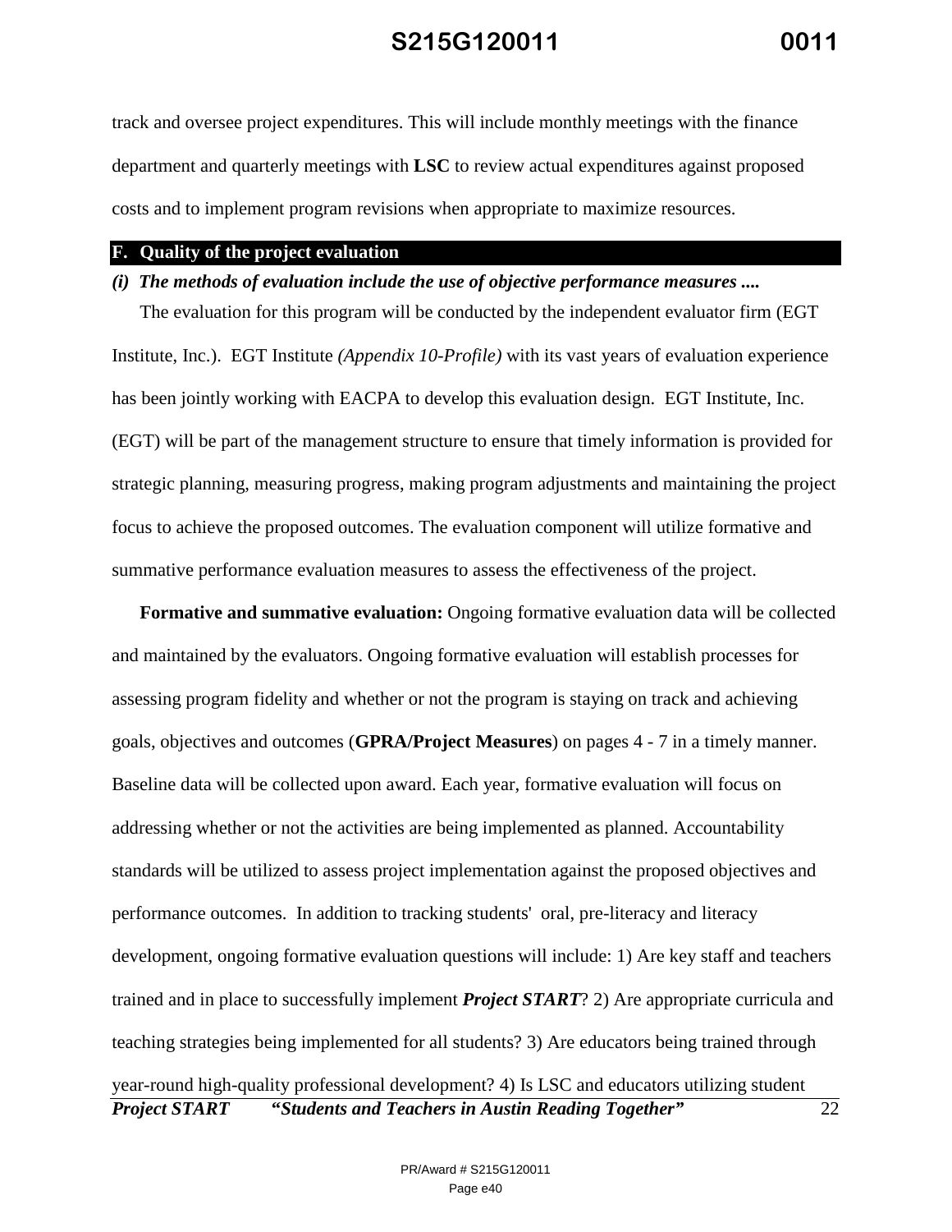track and oversee project expenditures. This will include monthly meetings with the finance department and quarterly meetings with **LSC** to review actual expenditures against proposed costs and to implement program revisions when appropriate to maximize resources.

## F. Quality of the project evaluation

***(i) The methods of evaluation include the use of objective performance measures ....***

The evaluation for this program will be conducted by the independent evaluator firm (EGT Institute, Inc.). EGT Institute *(Appendix 10-Profile)* with its vast years of evaluation experience has been jointly working with EACPA to develop this evaluation design. EGT Institute, Inc. (EGT) will be part of the management structure to ensure that timely information is provided for strategic planning, measuring progress, making program adjustments and maintaining the project focus to achieve the proposed outcomes. The evaluation component will utilize formative and summative performance evaluation measures to assess the effectiveness of the project.

**Formative and summative evaluation:** Ongoing formative evaluation data will be collected and maintained by the evaluators. Ongoing formative evaluation will establish processes for assessing program fidelity and whether or not the program is staying on track and achieving goals, objectives and outcomes (**GPRA/Project Measures**) on pages 4 - 7 in a timely manner. Baseline data will be collected upon award. Each year, formative evaluation will focus on addressing whether or not the activities are being implemented as planned. Accountability standards will be utilized to assess project implementation against the proposed objectives and performance outcomes. In addition to tracking students' oral, pre-literacy and literacy development, ongoing formative evaluation questions will include: 1) Are key staff and teachers trained and in place to successfully implement ***Project START***? 2) Are appropriate curricula and teaching strategies being implemented for all students? 3) Are educators being trained through year-round high-quality professional development? 4) Is LSC and educators utilizing student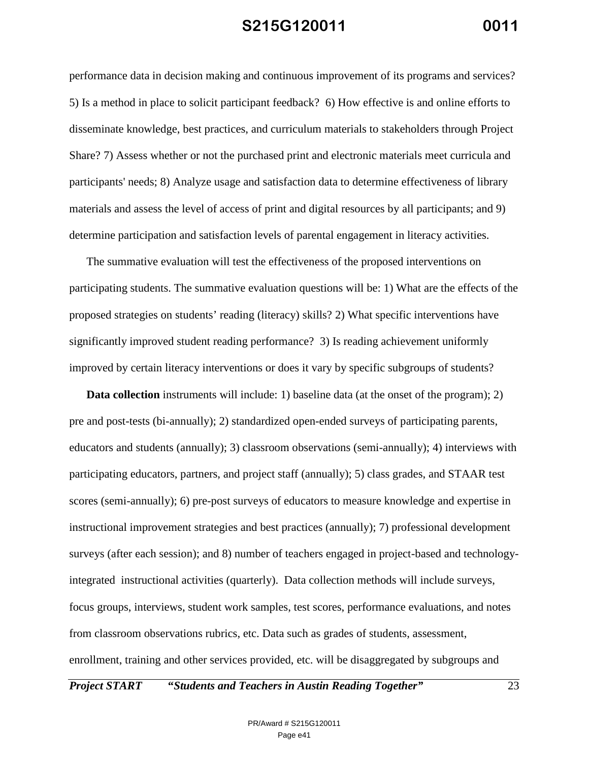performance data in decision making and continuous improvement of its programs and services? 5) Is a method in place to solicit participant feedback? 6) How effective is and online efforts to disseminate knowledge, best practices, and curriculum materials to stakeholders through Project Share? 7) Assess whether or not the purchased print and electronic materials meet curricula and participants' needs; 8) Analyze usage and satisfaction data to determine effectiveness of library materials and assess the level of access of print and digital resources by all participants; and 9) determine participation and satisfaction levels of parental engagement in literacy activities.

The summative evaluation will test the effectiveness of the proposed interventions on participating students. The summative evaluation questions will be: 1) What are the effects of the proposed strategies on students' reading (literacy) skills? 2) What specific interventions have significantly improved student reading performance? 3) Is reading achievement uniformly improved by certain literacy interventions or does it vary by specific subgroups of students?

**Data collection** instruments will include: 1) baseline data (at the onset of the program); 2) pre and post-tests (bi-annually); 2) standardized open-ended surveys of participating parents, educators and students (annually); 3) classroom observations (semi-annually); 4) interviews with participating educators, partners, and project staff (annually); 5) class grades, and STAAR test scores (semi-annually); 6) pre-post surveys of educators to measure knowledge and expertise in instructional improvement strategies and best practices (annually); 7) professional development surveys (after each session); and 8) number of teachers engaged in project-based and technology-integrated instructional activities (quarterly). Data collection methods will include surveys, focus groups, interviews, student work samples, test scores, performance evaluations, and notes from classroom observations rubrics, etc. Data such as grades of students, assessment, enrollment, training and other services provided, etc. will be disaggregated by subgroups and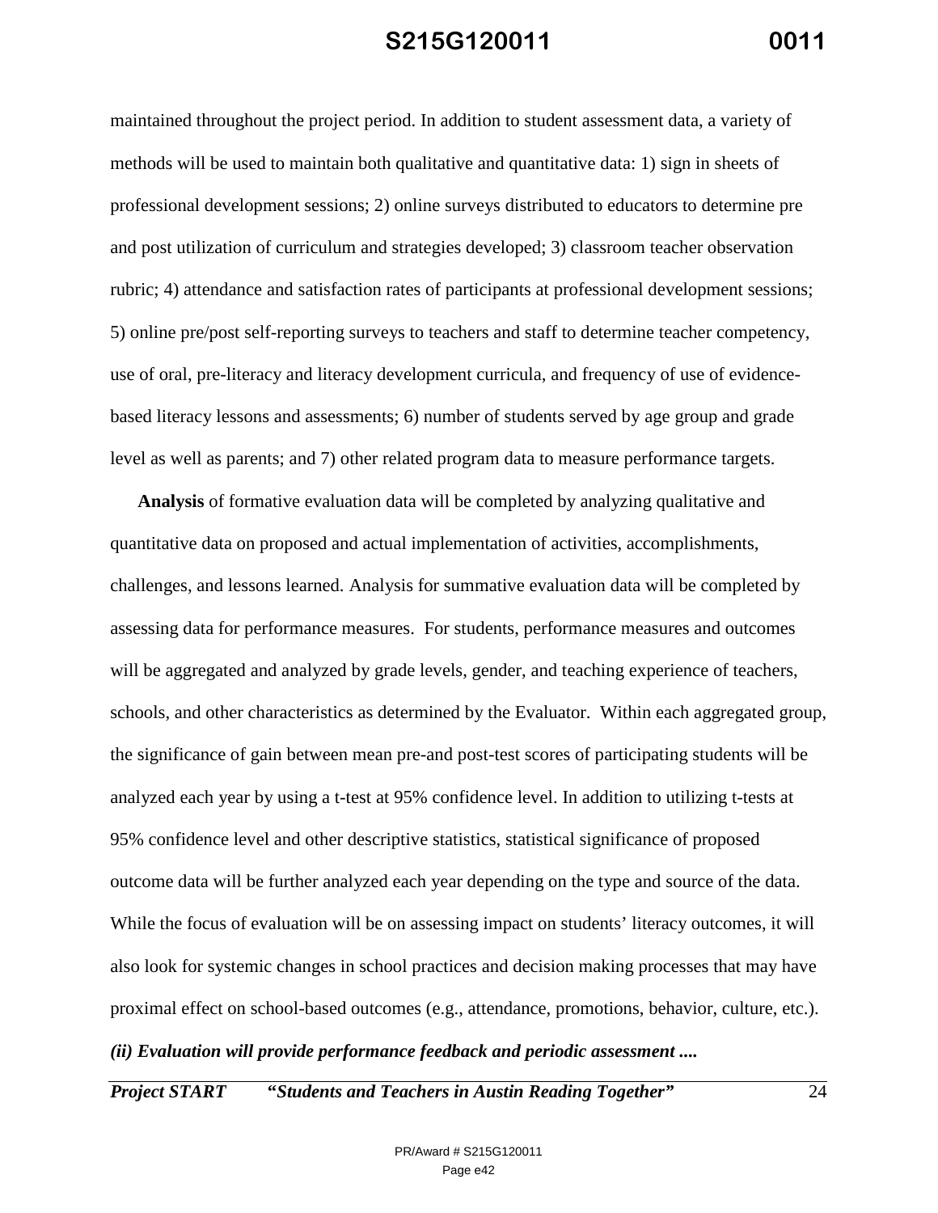maintained throughout the project period. In addition to student assessment data, a variety of methods will be used to maintain both qualitative and quantitative data: 1) sign in sheets of professional development sessions; 2) online surveys distributed to educators to determine pre and post utilization of curriculum and strategies developed; 3) classroom teacher observation rubric; 4) attendance and satisfaction rates of participants at professional development sessions; 5) online pre/post self-reporting surveys to teachers and staff to determine teacher competency, use of oral, pre-literacy and literacy development curricula, and frequency of use of evidence-based literacy lessons and assessments; 6) number of students served by age group and grade level as well as parents; and 7) other related program data to measure performance targets.

**Analysis** of formative evaluation data will be completed by analyzing qualitative and quantitative data on proposed and actual implementation of activities, accomplishments, challenges, and lessons learned. Analysis for summative evaluation data will be completed by assessing data for performance measures. For students, performance measures and outcomes will be aggregated and analyzed by grade levels, gender, and teaching experience of teachers, schools, and other characteristics as determined by the Evaluator. Within each aggregated group, the significance of gain between mean pre-and post-test scores of participating students will be analyzed each year by using a t-test at 95% confidence level. In addition to utilizing t-tests at 95% confidence level and other descriptive statistics, statistical significance of proposed outcome data will be further analyzed each year depending on the type and source of the data. While the focus of evaluation will be on assessing impact on students' literacy outcomes, it will also look for systemic changes in school practices and decision making processes that may have proximal effect on school-based outcomes (e.g., attendance, promotions, behavior, culture, etc.).

***(ii) Evaluation will provide performance feedback and periodic assessment ....***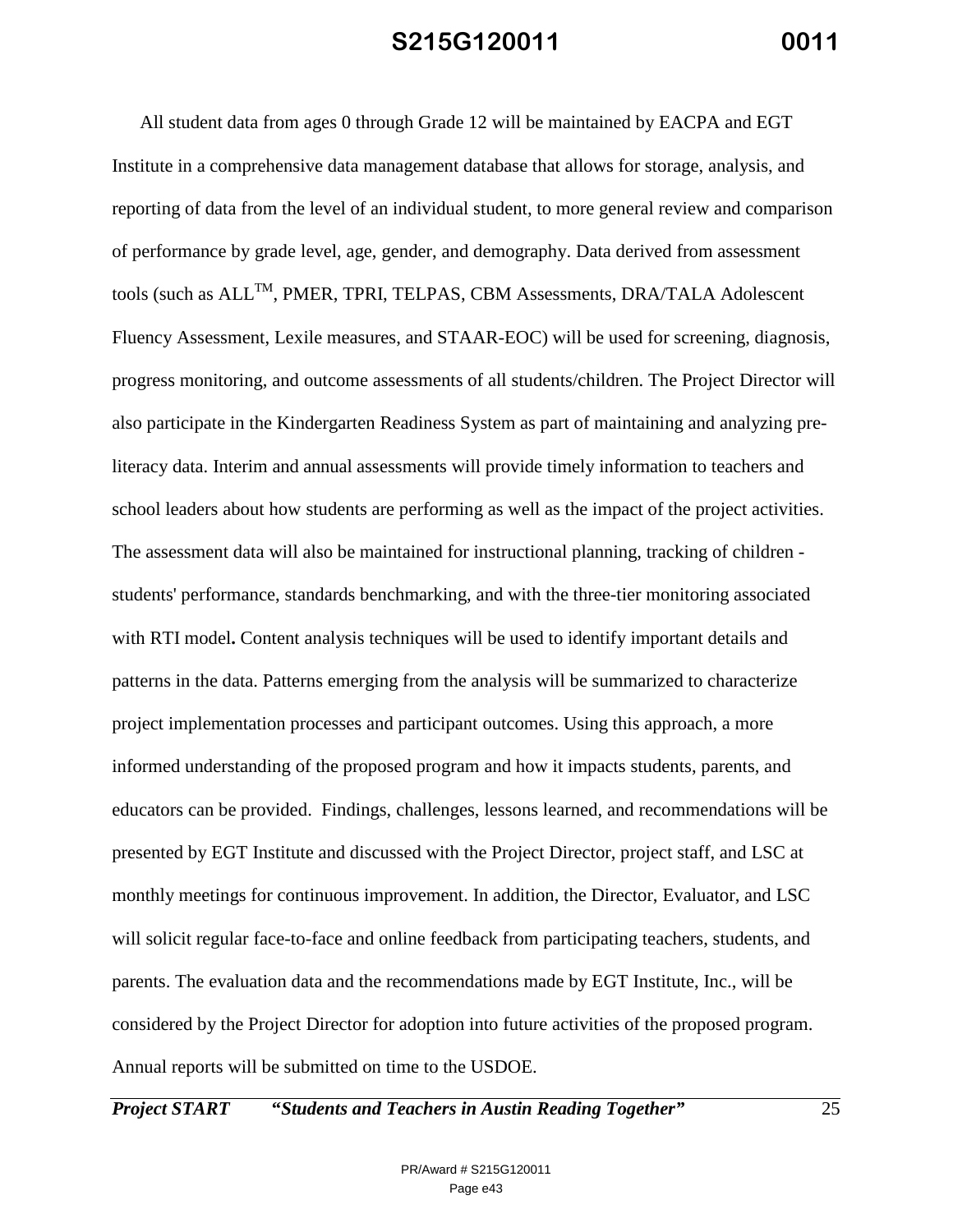All student data from ages 0 through Grade 12 will be maintained by EACPA and EGT Institute in a comprehensive data management database that allows for storage, analysis, and reporting of data from the level of an individual student, to more general review and comparison of performance by grade level, age, gender, and demography. Data derived from assessment tools (such as ALL™, PMER, TPRI, TELPAS, CBM Assessments, DRA/TALA Adolescent Fluency Assessment, Lexile measures, and STAAR-EOC) will be used for screening, diagnosis, progress monitoring, and outcome assessments of all students/children. The Project Director will also participate in the Kindergarten Readiness System as part of maintaining and analyzing pre-literacy data. Interim and annual assessments will provide timely information to teachers and school leaders about how students are performing as well as the impact of the project activities. The assessment data will also be maintained for instructional planning, tracking of children - students' performance, standards benchmarking, and with the three-tier monitoring associated with RTI model**.** Content analysis techniques will be used to identify important details and patterns in the data. Patterns emerging from the analysis will be summarized to characterize project implementation processes and participant outcomes. Using this approach, a more informed understanding of the proposed program and how it impacts students, parents, and educators can be provided. Findings, challenges, lessons learned, and recommendations will be presented by EGT Institute and discussed with the Project Director, project staff, and LSC at monthly meetings for continuous improvement. In addition, the Director, Evaluator, and LSC will solicit regular face-to-face and online feedback from participating teachers, students, and parents. The evaluation data and the recommendations made by EGT Institute, Inc., will be considered by the Project Director for adoption into future activities of the proposed program. Annual reports will be submitted on time to the USDOE.